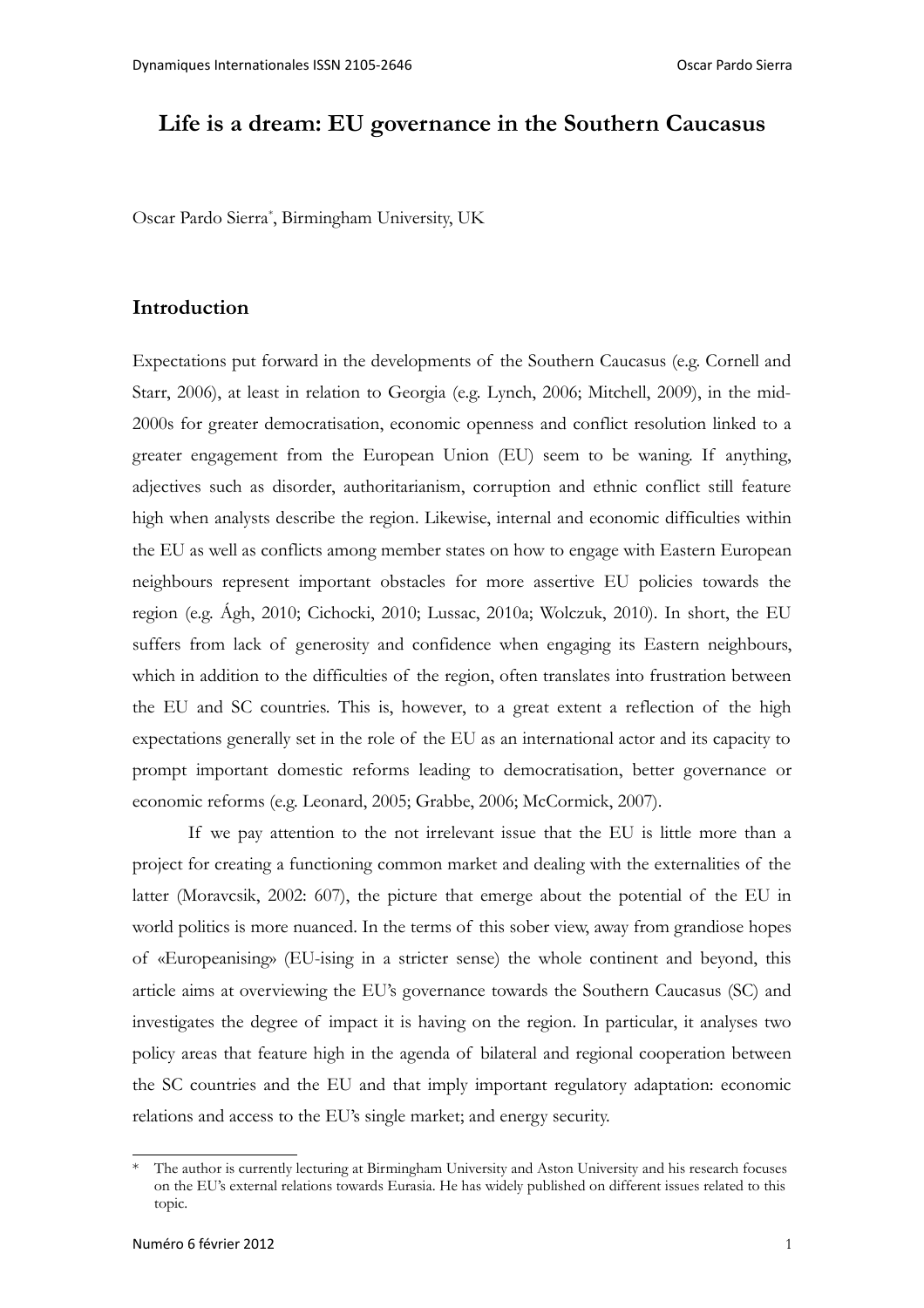# Life is a dream: EU governance in the Southern Caucasus

Oscar Pardo Sierra[*], Birmingham University, UK

## Introduction

Expectations put forward in the developments of the Southern Caucasus (e.g. Cornell and Starr, 2006), at least in relation to Georgia (e.g. Lynch, 2006; Mitchell, 2009), in the mid-2000s for greater democratisation, economic openness and conflict resolution linked to a greater engagement from the European Union (EU) seem to be waning. If anything, adjectives such as disorder, authoritarianism, corruption and ethnic conflict still feature high when analysts describe the region. Likewise, internal and economic difficulties within the EU as well as conflicts among member states on how to engage with Eastern European neighbours represent important obstacles for more assertive EU policies towards the region (e.g. Ágh, 2010; Cichocki, 2010; Lussac, 2010a; Wolczuk, 2010). In short, the EU suffers from lack of generosity and confidence when engaging its Eastern neighbours, which in addition to the difficulties of the region, often translates into frustration between the EU and SC countries. This is, however, to a great extent a reflection of the high expectations generally set in the role of the EU as an international actor and its capacity to prompt important domestic reforms leading to democratisation, better governance or economic reforms (e.g. Leonard, 2005; Grabbe, 2006; McCormick, 2007).

If we pay attention to the not irrelevant issue that the EU is little more than a project for creating a functioning common market and dealing with the externalities of the latter (Moravcsik, 2002: 607), the picture that emerge about the potential of the EU in world politics is more nuanced. In the terms of this sober view, away from grandiose hopes of «Europeanising» (EU-ising in a stricter sense) the whole continent and beyond, this article aims at overviewing the EU's governance towards the Southern Caucasus (SC) and investigates the degree of impact it is having on the region. In particular, it analyses two policy areas that feature high in the agenda of bilateral and regional cooperation between the SC countries and the EU and that imply important regulatory adaptation: economic relations and access to the EU's single market; and energy security.

---

[*] The author is currently lecturing at Birmingham University and Aston University and his research focuses on the EU's external relations towards Eurasia. He has widely published on different issues related to this topic.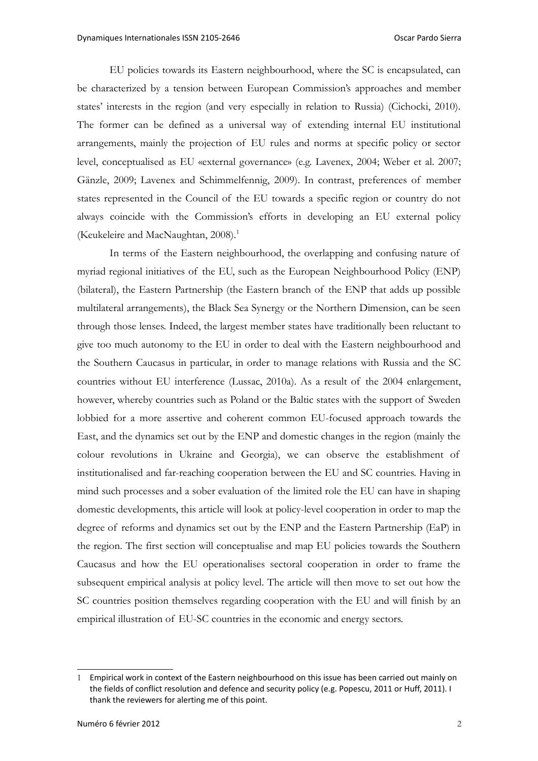EU policies towards its Eastern neighbourhood, where the SC is encapsulated, can be characterized by a tension between European Commission's approaches and member states' interests in the region (and very especially in relation to Russia) (Cichocki, 2010). The former can be defined as a universal way of extending internal EU institutional arrangements, mainly the projection of EU rules and norms at specific policy or sector level, conceptualised as EU «external governance» (e.g. Lavenex, 2004; Weber et al. 2007; Gänzle, 2009; Lavenex and Schimmelfennig, 2009). In contrast, preferences of member states represented in the Council of the EU towards a specific region or country do not always coincide with the Commission's efforts in developing an EU external policy (Keukeleire and MacNaughtan, 2008).[1]

In terms of the Eastern neighbourhood, the overlapping and confusing nature of myriad regional initiatives of the EU, such as the European Neighbourhood Policy (ENP) (bilateral), the Eastern Partnership (the Eastern branch of the ENP that adds up possible multilateral arrangements), the Black Sea Synergy or the Northern Dimension, can be seen through those lenses. Indeed, the largest member states have traditionally been reluctant to give too much autonomy to the EU in order to deal with the Eastern neighbourhood and the Southern Caucasus in particular, in order to manage relations with Russia and the SC countries without EU interference (Lussac, 2010a). As a result of the 2004 enlargement, however, whereby countries such as Poland or the Baltic states with the support of Sweden lobbied for a more assertive and coherent common EU-focused approach towards the East, and the dynamics set out by the ENP and domestic changes in the region (mainly the colour revolutions in Ukraine and Georgia), we can observe the establishment of institutionalised and far-reaching cooperation between the EU and SC countries. Having in mind such processes and a sober evaluation of the limited role the EU can have in shaping domestic developments, this article will look at policy-level cooperation in order to map the degree of reforms and dynamics set out by the ENP and the Eastern Partnership (EaP) in the region. The first section will conceptualise and map EU policies towards the Southern Caucasus and how the EU operationalises sectoral cooperation in order to frame the subsequent empirical analysis at policy level. The article will then move to set out how the SC countries position themselves regarding cooperation with the EU and will finish by an empirical illustration of EU-SC countries in the economic and energy sectors.

---

[1] Empirical work in context of the Eastern neighbourhood on this issue has been carried out mainly on the fields of conflict resolution and defence and security policy (e.g. Popescu, 2011 or Huff, 2011). I thank the reviewers for alerting me of this point.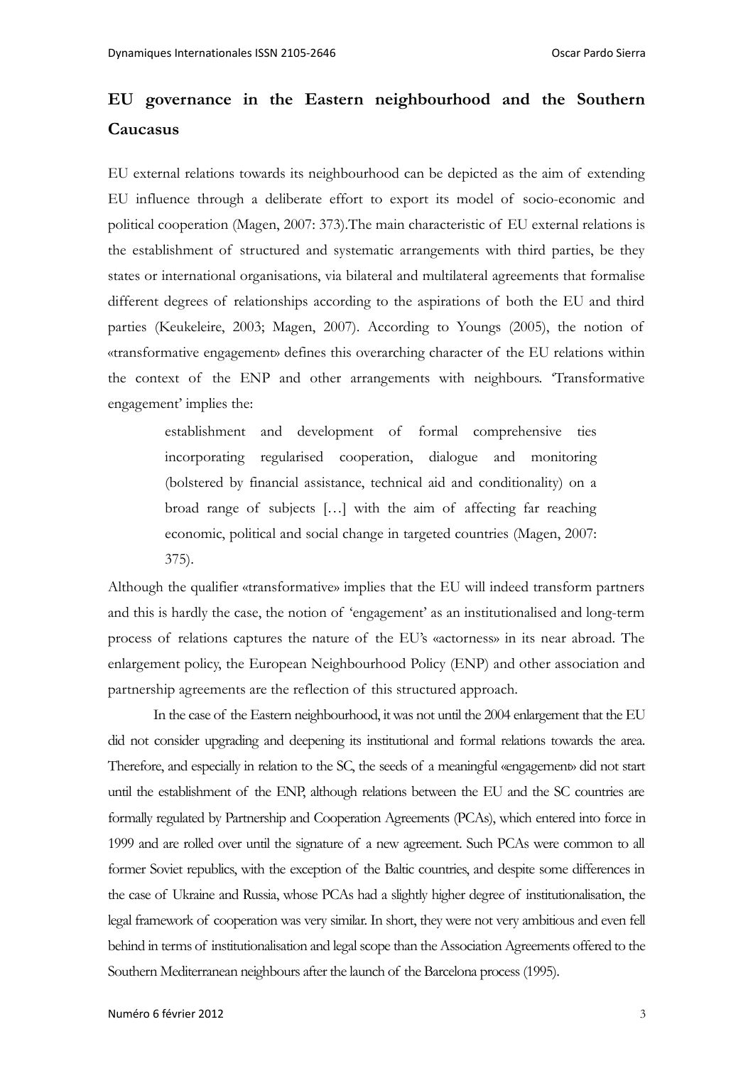## EU governance in the Eastern neighbourhood and the Southern Caucasus

EU external relations towards its neighbourhood can be depicted as the aim of extending EU influence through a deliberate effort to export its model of socio-economic and political cooperation (Magen, 2007: 373).The main characteristic of EU external relations is the establishment of structured and systematic arrangements with third parties, be they states or international organisations, via bilateral and multilateral agreements that formalise different degrees of relationships according to the aspirations of both the EU and third parties (Keukeleire, 2003; Magen, 2007). According to Youngs (2005), the notion of «transformative engagement» defines this overarching character of the EU relations within the context of the ENP and other arrangements with neighbours. 'Transformative engagement' implies the:

> establishment and development of formal comprehensive ties incorporating regularised cooperation, dialogue and monitoring (bolstered by financial assistance, technical aid and conditionality) on a broad range of subjects […] with the aim of affecting far reaching economic, political and social change in targeted countries (Magen, 2007: 375).

Although the qualifier «transformative» implies that the EU will indeed transform partners and this is hardly the case, the notion of 'engagement' as an institutionalised and long-term process of relations captures the nature of the EU's «actorness» in its near abroad. The enlargement policy, the European Neighbourhood Policy (ENP) and other association and partnership agreements are the reflection of this structured approach.

In the case of the Eastern neighbourhood, it was not until the 2004 enlargement that the EU did not consider upgrading and deepening its institutional and formal relations towards the area. Therefore, and especially in relation to the SC, the seeds of a meaningful «engagement» did not start until the establishment of the ENP, although relations between the EU and the SC countries are formally regulated by Partnership and Cooperation Agreements (PCAs), which entered into force in 1999 and are rolled over until the signature of a new agreement. Such PCAs were common to all former Soviet republics, with the exception of the Baltic countries, and despite some differences in the case of Ukraine and Russia, whose PCAs had a slightly higher degree of institutionalisation, the legal framework of cooperation was very similar. In short, they were not very ambitious and even fell behind in terms of institutionalisation and legal scope than the Association Agreements offered to the Southern Mediterranean neighbours after the launch of the Barcelona process (1995).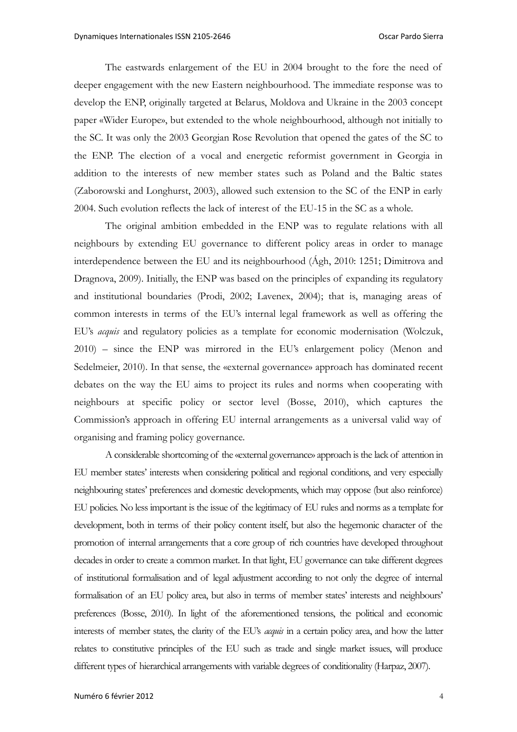The eastwards enlargement of the EU in 2004 brought to the fore the need of deeper engagement with the new Eastern neighbourhood. The immediate response was to develop the ENP, originally targeted at Belarus, Moldova and Ukraine in the 2003 concept paper «Wider Europe», but extended to the whole neighbourhood, although not initially to the SC. It was only the 2003 Georgian Rose Revolution that opened the gates of the SC to the ENP. The election of a vocal and energetic reformist government in Georgia in addition to the interests of new member states such as Poland and the Baltic states (Zaborowski and Longhurst, 2003), allowed such extension to the SC of the ENP in early 2004. Such evolution reflects the lack of interest of the EU-15 in the SC as a whole.

The original ambition embedded in the ENP was to regulate relations with all neighbours by extending EU governance to different policy areas in order to manage interdependence between the EU and its neighbourhood (Ágh, 2010: 1251; Dimitrova and Dragnova, 2009). Initially, the ENP was based on the principles of expanding its regulatory and institutional boundaries (Prodi, 2002; Lavenex, 2004); that is, managing areas of common interests in terms of the EU's internal legal framework as well as offering the EU's *acquis* and regulatory policies as a template for economic modernisation (Wolczuk, 2010) – since the ENP was mirrored in the EU's enlargement policy (Menon and Sedelmeier, 2010). In that sense, the «external governance» approach has dominated recent debates on the way the EU aims to project its rules and norms when cooperating with neighbours at specific policy or sector level (Bosse, 2010), which captures the Commission's approach in offering EU internal arrangements as a universal valid way of organising and framing policy governance.

A considerable shortcoming of the «external governance» approach is the lack of attention in EU member states' interests when considering political and regional conditions, and very especially neighbouring states' preferences and domestic developments, which may oppose (but also reinforce) EU policies. No less important is the issue of the legitimacy of EU rules and norms as a template for development, both in terms of their policy content itself, but also the hegemonic character of the promotion of internal arrangements that a core group of rich countries have developed throughout decades in order to create a common market. In that light, EU governance can take different degrees of institutional formalisation and of legal adjustment according to not only the degree of internal formalisation of an EU policy area, but also in terms of member states' interests and neighbours' preferences (Bosse, 2010). In light of the aforementioned tensions, the political and economic interests of member states, the clarity of the EU's *acquis* in a certain policy area, and how the latter relates to constitutive principles of the EU such as trade and single market issues, will produce different types of hierarchical arrangements with variable degrees of conditionality (Harpaz, 2007).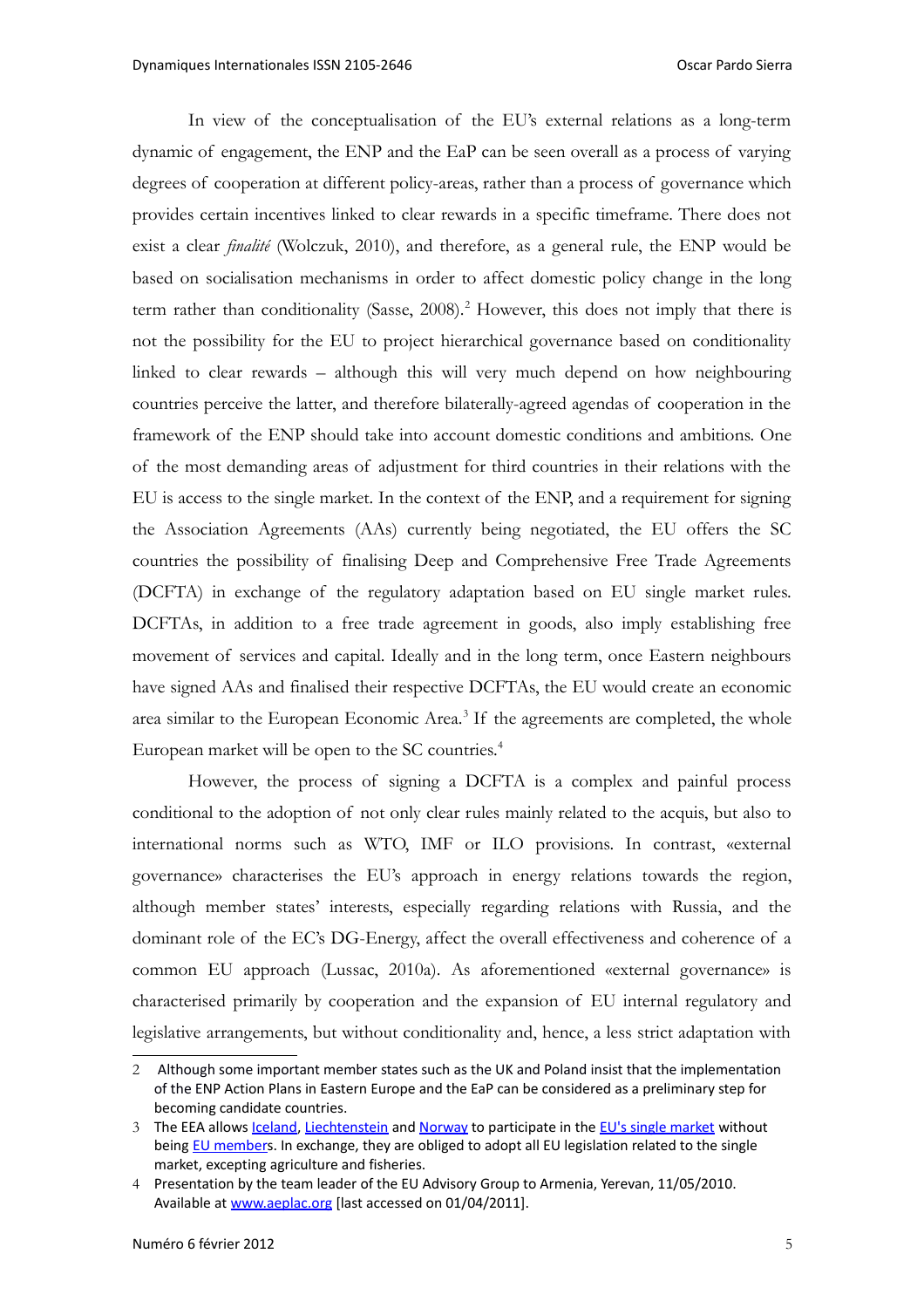In view of the conceptualisation of the EU's external relations as a long-term dynamic of engagement, the ENP and the EaP can be seen overall as a process of varying degrees of cooperation at different policy-areas, rather than a process of governance which provides certain incentives linked to clear rewards in a specific timeframe. There does not exist a clear *finalité* (Wolczuk, 2010), and therefore, as a general rule, the ENP would be based on socialisation mechanisms in order to affect domestic policy change in the long term rather than conditionality (Sasse, 2008).[2] However, this does not imply that there is not the possibility for the EU to project hierarchical governance based on conditionality linked to clear rewards – although this will very much depend on how neighbouring countries perceive the latter, and therefore bilaterally-agreed agendas of cooperation in the framework of the ENP should take into account domestic conditions and ambitions. One of the most demanding areas of adjustment for third countries in their relations with the EU is access to the single market. In the context of the ENP, and a requirement for signing the Association Agreements (AAs) currently being negotiated, the EU offers the SC countries the possibility of finalising Deep and Comprehensive Free Trade Agreements (DCFTA) in exchange of the regulatory adaptation based on EU single market rules. DCFTAs, in addition to a free trade agreement in goods, also imply establishing free movement of services and capital. Ideally and in the long term, once Eastern neighbours have signed AAs and finalised their respective DCFTAs, the EU would create an economic area similar to the European Economic Area.[3] If the agreements are completed, the whole European market will be open to the SC countries.[4]

However, the process of signing a DCFTA is a complex and painful process conditional to the adoption of not only clear rules mainly related to the acquis, but also to international norms such as WTO, IMF or ILO provisions. In contrast, «external governance» characterises the EU's approach in energy relations towards the region, although member states' interests, especially regarding relations with Russia, and the dominant role of the EC's DG-Energy, affect the overall effectiveness and coherence of a common EU approach (Lussac, 2010a). As aforementioned «external governance» is characterised primarily by cooperation and the expansion of EU internal regulatory and legislative arrangements, but without conditionality and, hence, a less strict adaptation with

2 Although some important member states such as the UK and Poland insist that the implementation of the ENP Action Plans in Eastern Europe and the EaP can be considered as a preliminary step for becoming candidate countries.

3 The EEA allows Iceland, Liechtenstein and Norway to participate in the EU's single market without being EU members. In exchange, they are obliged to adopt all EU legislation related to the single market, excepting agriculture and fisheries.

4 Presentation by the team leader of the EU Advisory Group to Armenia, Yerevan, 11/05/2010. Available at www.aeplac.org [last accessed on 01/04/2011].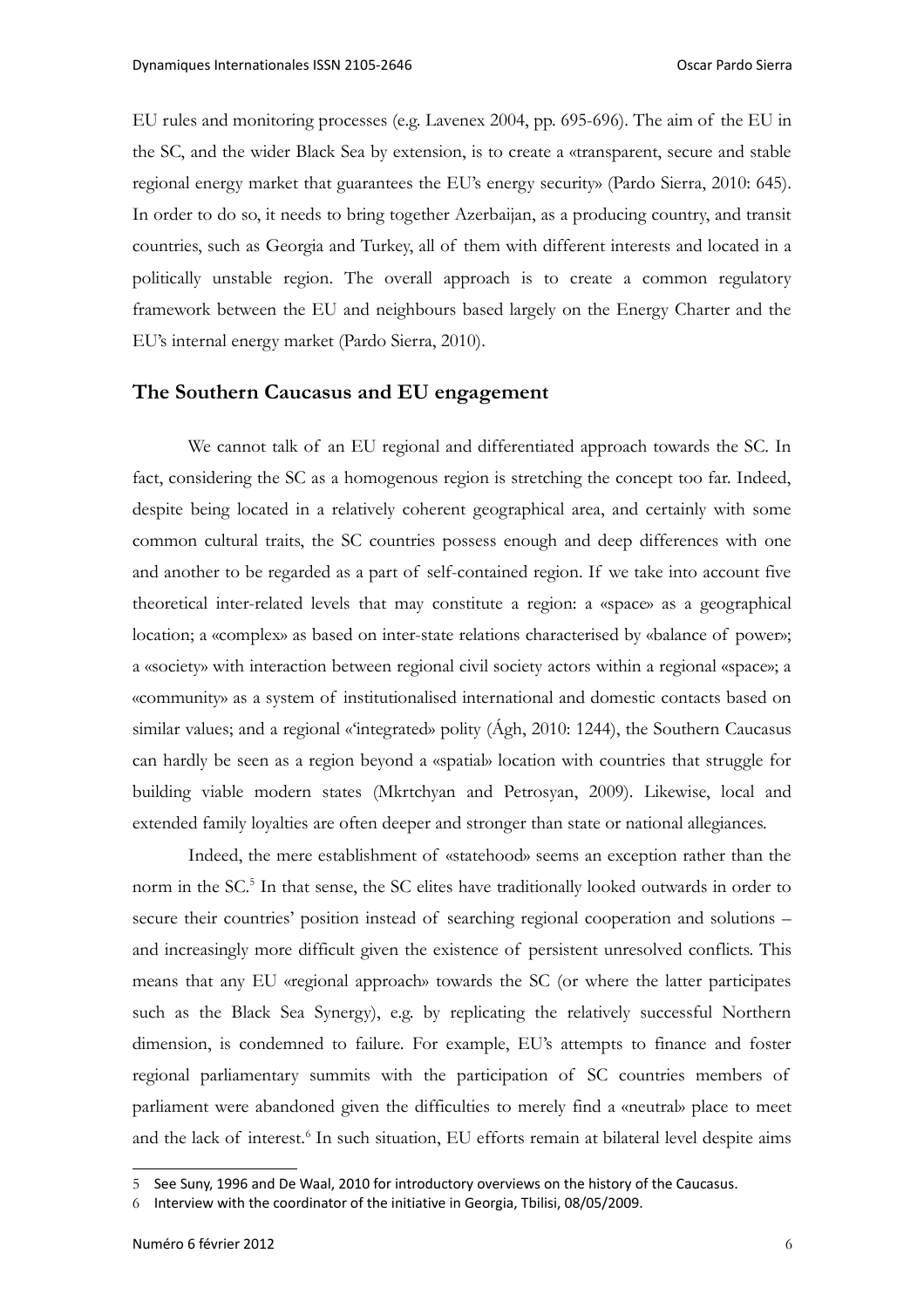EU rules and monitoring processes (e.g. Lavenex 2004, pp. 695-696). The aim of the EU in the SC, and the wider Black Sea by extension, is to create a «transparent, secure and stable regional energy market that guarantees the EU's energy security» (Pardo Sierra, 2010: 645). In order to do so, it needs to bring together Azerbaijan, as a producing country, and transit countries, such as Georgia and Turkey, all of them with different interests and located in a politically unstable region. The overall approach is to create a common regulatory framework between the EU and neighbours based largely on the Energy Charter and the EU's internal energy market (Pardo Sierra, 2010).

## The Southern Caucasus and EU engagement

We cannot talk of an EU regional and differentiated approach towards the SC. In fact, considering the SC as a homogenous region is stretching the concept too far. Indeed, despite being located in a relatively coherent geographical area, and certainly with some common cultural traits, the SC countries possess enough and deep differences with one and another to be regarded as a part of self-contained region. If we take into account five theoretical inter-related levels that may constitute a region: a «space» as a geographical location; a «complex» as based on inter-state relations characterised by «balance of power»; a «society» with interaction between regional civil society actors within a regional «space»; a «community» as a system of institutionalised international and domestic contacts based on similar values; and a regional «'integrated» polity (Ágh, 2010: 1244), the Southern Caucasus can hardly be seen as a region beyond a «spatial» location with countries that struggle for building viable modern states (Mkrtchyan and Petrosyan, 2009). Likewise, local and extended family loyalties are often deeper and stronger than state or national allegiances.

Indeed, the mere establishment of «statehood» seems an exception rather than the norm in the SC.[5] In that sense, the SC elites have traditionally looked outwards in order to secure their countries' position instead of searching regional cooperation and solutions – and increasingly more difficult given the existence of persistent unresolved conflicts. This means that any EU «regional approach» towards the SC (or where the latter participates such as the Black Sea Synergy), e.g. by replicating the relatively successful Northern dimension, is condemned to failure. For example, EU's attempts to finance and foster regional parliamentary summits with the participation of SC countries members of parliament were abandoned given the difficulties to merely find a «neutral» place to meet and the lack of interest.[6] In such situation, EU efforts remain at bilateral level despite aims

---

5 See Suny, 1996 and De Waal, 2010 for introductory overviews on the history of the Caucasus.

6 Interview with the coordinator of the initiative in Georgia, Tbilisi, 08/05/2009.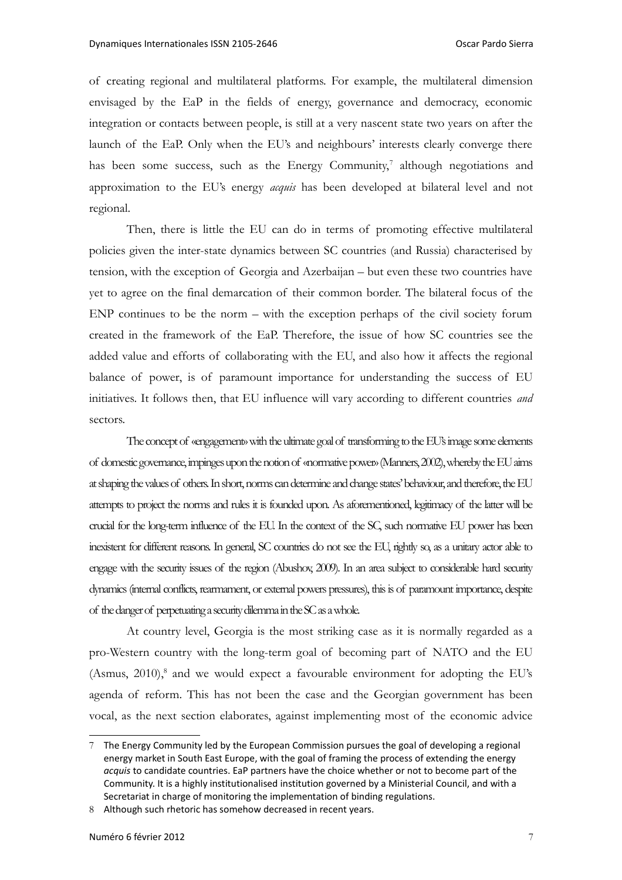of creating regional and multilateral platforms. For example, the multilateral dimension envisaged by the EaP in the fields of energy, governance and democracy, economic integration or contacts between people, is still at a very nascent state two years on after the launch of the EaP. Only when the EU's and neighbours' interests clearly converge there has been some success, such as the Energy Community,[7] although negotiations and approximation to the EU's energy *acquis* has been developed at bilateral level and not regional.

Then, there is little the EU can do in terms of promoting effective multilateral policies given the inter-state dynamics between SC countries (and Russia) characterised by tension, with the exception of Georgia and Azerbaijan – but even these two countries have yet to agree on the final demarcation of their common border. The bilateral focus of the ENP continues to be the norm – with the exception perhaps of the civil society forum created in the framework of the EaP. Therefore, the issue of how SC countries see the added value and efforts of collaborating with the EU, and also how it affects the regional balance of power, is of paramount importance for understanding the success of EU initiatives. It follows then, that EU influence will vary according to different countries *and* sectors.

The concept of «engagement» with the ultimate goal of transforming to the EU's image some elements of domestic governance, impinges upon the notion of «normative power» (Manners, 2002), whereby the EU aims at shaping the values of others. In short, norms can determine and change states' behaviour, and therefore, the EU attempts to project the norms and rules it is founded upon. As aforementioned, legitimacy of the latter will be crucial for the long-term influence of the EU. In the context of the SC, such normative EU power has been inexistent for different reasons. In general, SC countries do not see the EU, rightly so, as a unitary actor able to engage with the security issues of the region (Abushov, 2009). In an area subject to considerable hard security dynamics (internal conflicts, rearmament, or external powers pressures), this is of paramount importance, despite of the danger of perpetuating a security dilemma in the SC as a whole.

At country level, Georgia is the most striking case as it is normally regarded as a pro-Western country with the long-term goal of becoming part of NATO and the EU (Asmus, 2010),[8] and we would expect a favourable environment for adopting the EU's agenda of reform. This has not been the case and the Georgian government has been vocal, as the next section elaborates, against implementing most of the economic advice

---

[7] The Energy Community led by the European Commission pursues the goal of developing a regional energy market in South East Europe, with the goal of framing the process of extending the energy *acquis* to candidate countries. EaP partners have the choice whether or not to become part of the Community. It is a highly institutionalised institution governed by a Ministerial Council, and with a Secretariat in charge of monitoring the implementation of binding regulations.

[8] Although such rhetoric has somehow decreased in recent years.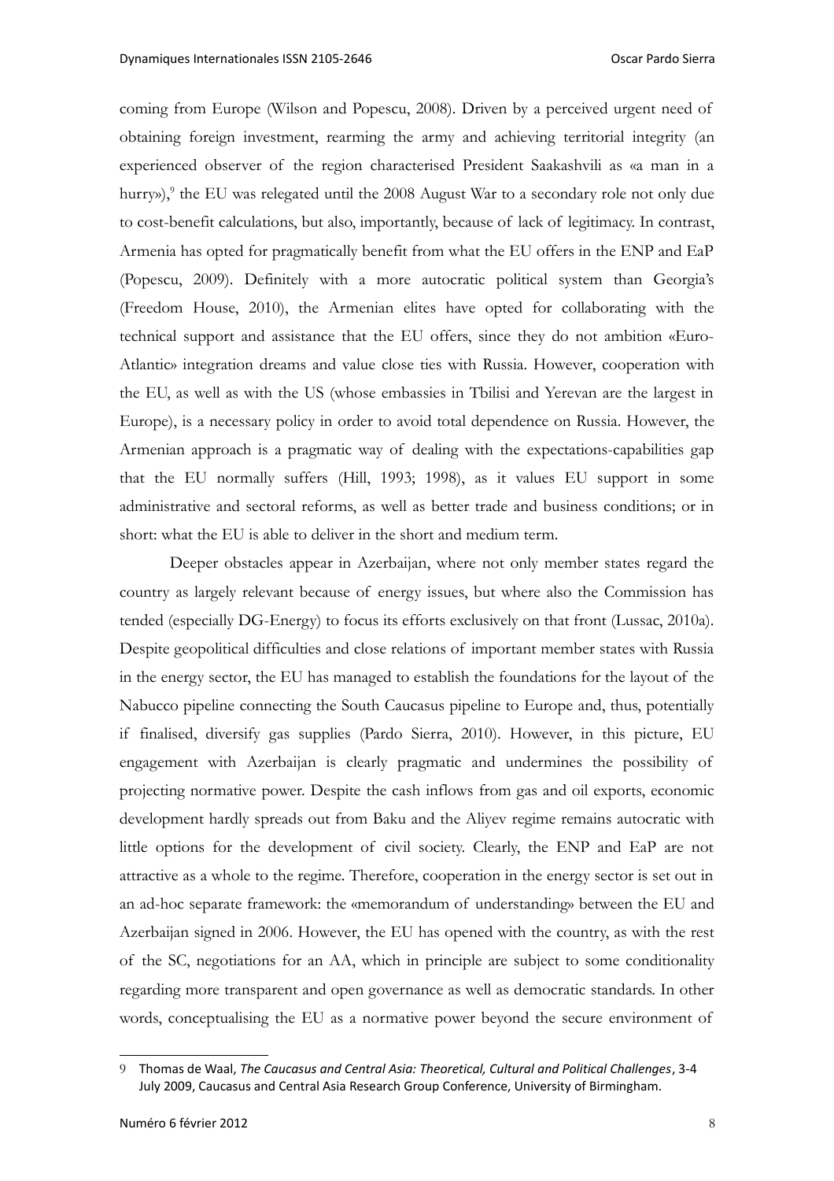coming from Europe (Wilson and Popescu, 2008). Driven by a perceived urgent need of obtaining foreign investment, rearming the army and achieving territorial integrity (an experienced observer of the region characterised President Saakashvili as «a man in a hurry»),[9] the EU was relegated until the 2008 August War to a secondary role not only due to cost-benefit calculations, but also, importantly, because of lack of legitimacy. In contrast, Armenia has opted for pragmatically benefit from what the EU offers in the ENP and EaP (Popescu, 2009). Definitely with a more autocratic political system than Georgia's (Freedom House, 2010), the Armenian elites have opted for collaborating with the technical support and assistance that the EU offers, since they do not ambition «Euro-Atlantic» integration dreams and value close ties with Russia. However, cooperation with the EU, as well as with the US (whose embassies in Tbilisi and Yerevan are the largest in Europe), is a necessary policy in order to avoid total dependence on Russia. However, the Armenian approach is a pragmatic way of dealing with the expectations-capabilities gap that the EU normally suffers (Hill, 1993; 1998), as it values EU support in some administrative and sectoral reforms, as well as better trade and business conditions; or in short: what the EU is able to deliver in the short and medium term.

Deeper obstacles appear in Azerbaijan, where not only member states regard the country as largely relevant because of energy issues, but where also the Commission has tended (especially DG-Energy) to focus its efforts exclusively on that front (Lussac, 2010a). Despite geopolitical difficulties and close relations of important member states with Russia in the energy sector, the EU has managed to establish the foundations for the layout of the Nabucco pipeline connecting the South Caucasus pipeline to Europe and, thus, potentially if finalised, diversify gas supplies (Pardo Sierra, 2010). However, in this picture, EU engagement with Azerbaijan is clearly pragmatic and undermines the possibility of projecting normative power. Despite the cash inflows from gas and oil exports, economic development hardly spreads out from Baku and the Aliyev regime remains autocratic with little options for the development of civil society. Clearly, the ENP and EaP are not attractive as a whole to the regime. Therefore, cooperation in the energy sector is set out in an ad-hoc separate framework: the «memorandum of understanding» between the EU and Azerbaijan signed in 2006. However, the EU has opened with the country, as with the rest of the SC, negotiations for an AA, which in principle are subject to some conditionality regarding more transparent and open governance as well as democratic standards. In other words, conceptualising the EU as a normative power beyond the secure environment of

[9] Thomas de Waal, *The Caucasus and Central Asia: Theoretical, Cultural and Political Challenges*, 3-4 July 2009, Caucasus and Central Asia Research Group Conference, University of Birmingham.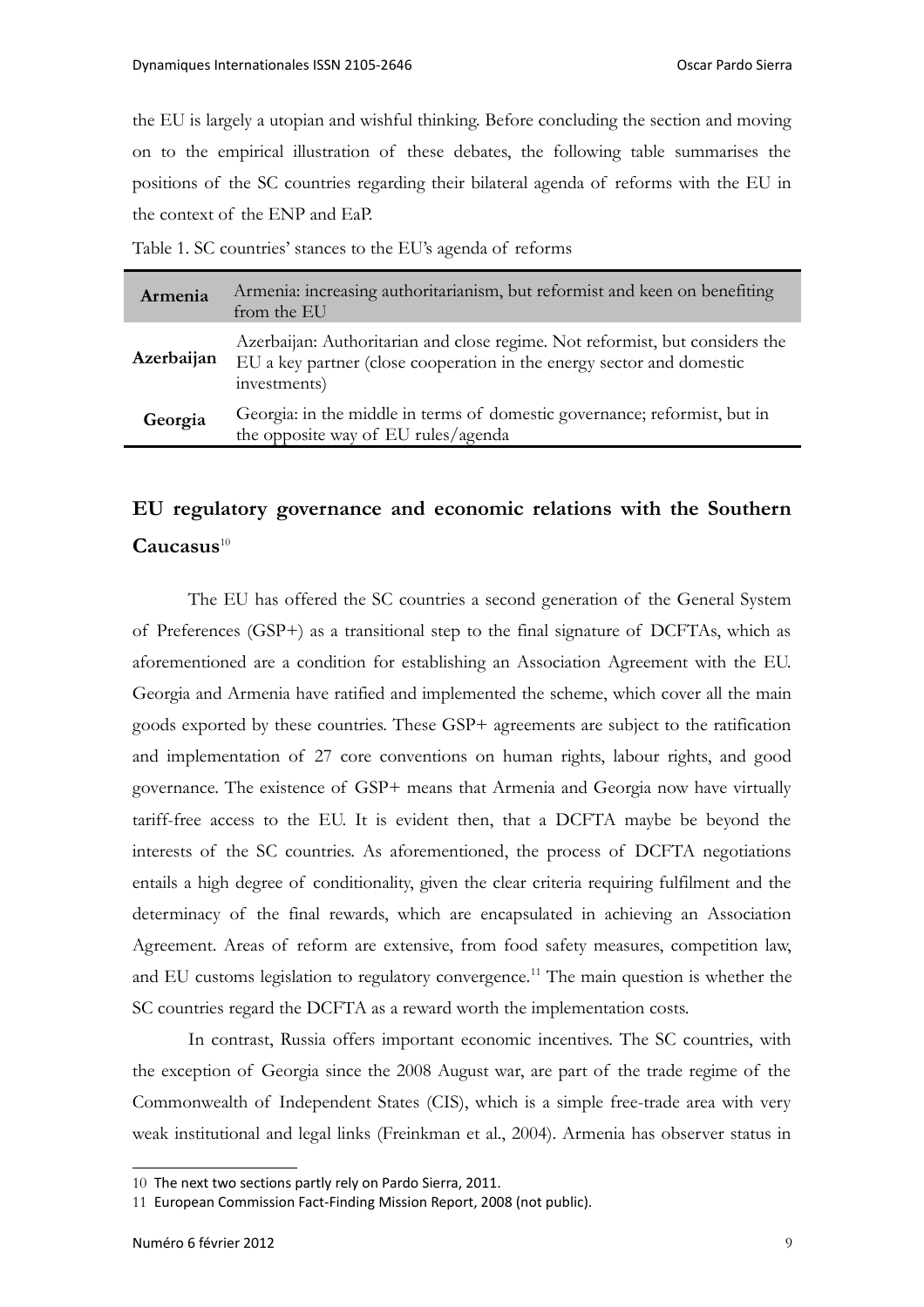the EU is largely a utopian and wishful thinking. Before concluding the section and moving on to the empirical illustration of these debates, the following table summarises the positions of the SC countries regarding their bilateral agenda of reforms with the EU in the context of the ENP and EaP.

Table 1. SC countries' stances to the EU's agenda of reforms

| Armenia | Armenia: increasing authoritarianism, but reformist and keen on benefiting from the EU |
|---|---|
| **Azerbaijan** | Azerbaijan: Authoritarian and close regime. Not reformist, but considers the EU a key partner (close cooperation in the energy sector and domestic investments) |
| **Georgia** | Georgia: in the middle in terms of domestic governance; reformist, but in the opposite way of EU rules/agenda |

## EU regulatory governance and economic relations with the Southern Caucasus[10]

The EU has offered the SC countries a second generation of the General System of Preferences (GSP+) as a transitional step to the final signature of DCFTAs, which as aforementioned are a condition for establishing an Association Agreement with the EU. Georgia and Armenia have ratified and implemented the scheme, which cover all the main goods exported by these countries. These GSP+ agreements are subject to the ratification and implementation of 27 core conventions on human rights, labour rights, and good governance. The existence of GSP+ means that Armenia and Georgia now have virtually tariff-free access to the EU. It is evident then, that a DCFTA maybe be beyond the interests of the SC countries. As aforementioned, the process of DCFTA negotiations entails a high degree of conditionality, given the clear criteria requiring fulfilment and the determinacy of the final rewards, which are encapsulated in achieving an Association Agreement. Areas of reform are extensive, from food safety measures, competition law, and EU customs legislation to regulatory convergence.[11] The main question is whether the SC countries regard the DCFTA as a reward worth the implementation costs.

In contrast, Russia offers important economic incentives. The SC countries, with the exception of Georgia since the 2008 August war, are part of the trade regime of the Commonwealth of Independent States (CIS), which is a simple free-trade area with very weak institutional and legal links (Freinkman et al., 2004). Armenia has observer status in

10 The next two sections partly rely on Pardo Sierra, 2011.

11 European Commission Fact-Finding Mission Report, 2008 (not public).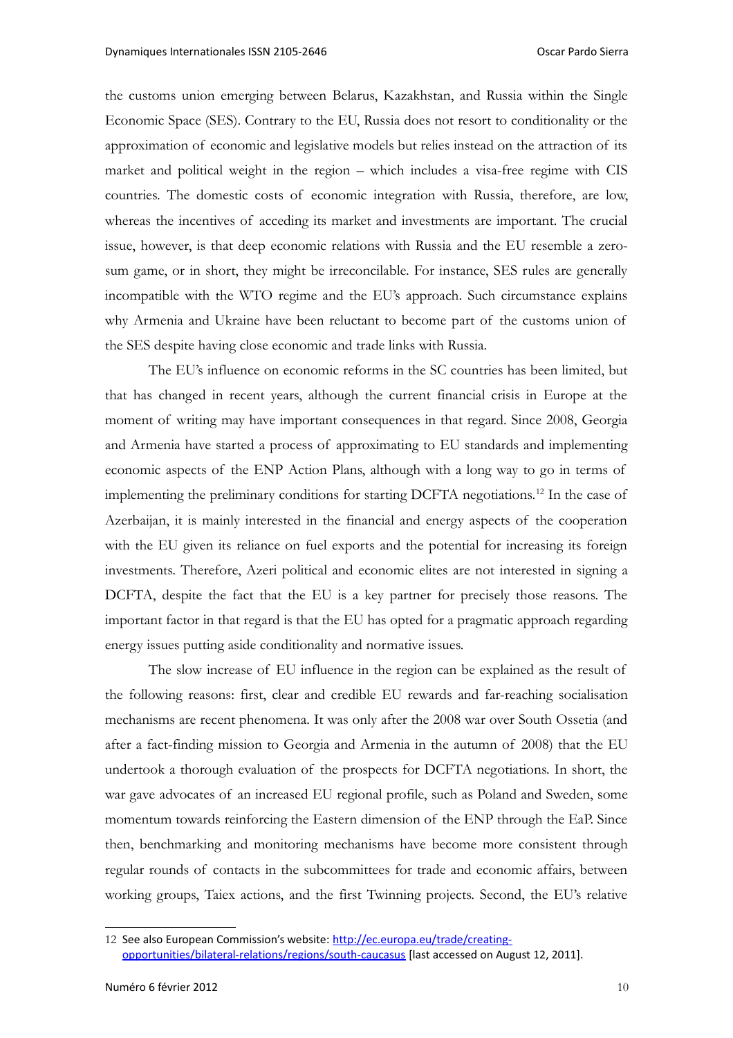the customs union emerging between Belarus, Kazakhstan, and Russia within the Single Economic Space (SES). Contrary to the EU, Russia does not resort to conditionality or the approximation of economic and legislative models but relies instead on the attraction of its market and political weight in the region – which includes a visa-free regime with CIS countries. The domestic costs of economic integration with Russia, therefore, are low, whereas the incentives of acceding its market and investments are important. The crucial issue, however, is that deep economic relations with Russia and the EU resemble a zero-sum game, or in short, they might be irreconcilable. For instance, SES rules are generally incompatible with the WTO regime and the EU's approach. Such circumstance explains why Armenia and Ukraine have been reluctant to become part of the customs union of the SES despite having close economic and trade links with Russia.

The EU's influence on economic reforms in the SC countries has been limited, but that has changed in recent years, although the current financial crisis in Europe at the moment of writing may have important consequences in that regard. Since 2008, Georgia and Armenia have started a process of approximating to EU standards and implementing economic aspects of the ENP Action Plans, although with a long way to go in terms of implementing the preliminary conditions for starting DCFTA negotiations.[12] In the case of Azerbaijan, it is mainly interested in the financial and energy aspects of the cooperation with the EU given its reliance on fuel exports and the potential for increasing its foreign investments. Therefore, Azeri political and economic elites are not interested in signing a DCFTA, despite the fact that the EU is a key partner for precisely those reasons. The important factor in that regard is that the EU has opted for a pragmatic approach regarding energy issues putting aside conditionality and normative issues.

The slow increase of EU influence in the region can be explained as the result of the following reasons: first, clear and credible EU rewards and far-reaching socialisation mechanisms are recent phenomena. It was only after the 2008 war over South Ossetia (and after a fact-finding mission to Georgia and Armenia in the autumn of 2008) that the EU undertook a thorough evaluation of the prospects for DCFTA negotiations. In short, the war gave advocates of an increased EU regional profile, such as Poland and Sweden, some momentum towards reinforcing the Eastern dimension of the ENP through the EaP. Since then, benchmarking and monitoring mechanisms have become more consistent through regular rounds of contacts in the subcommittees for trade and economic affairs, between working groups, Taiex actions, and the first Twinning projects. Second, the EU's relative

---

12 See also European Commission's website: http://ec.europa.eu/trade/creating-opportunities/bilateral-relations/regions/south-caucasus [last accessed on August 12, 2011].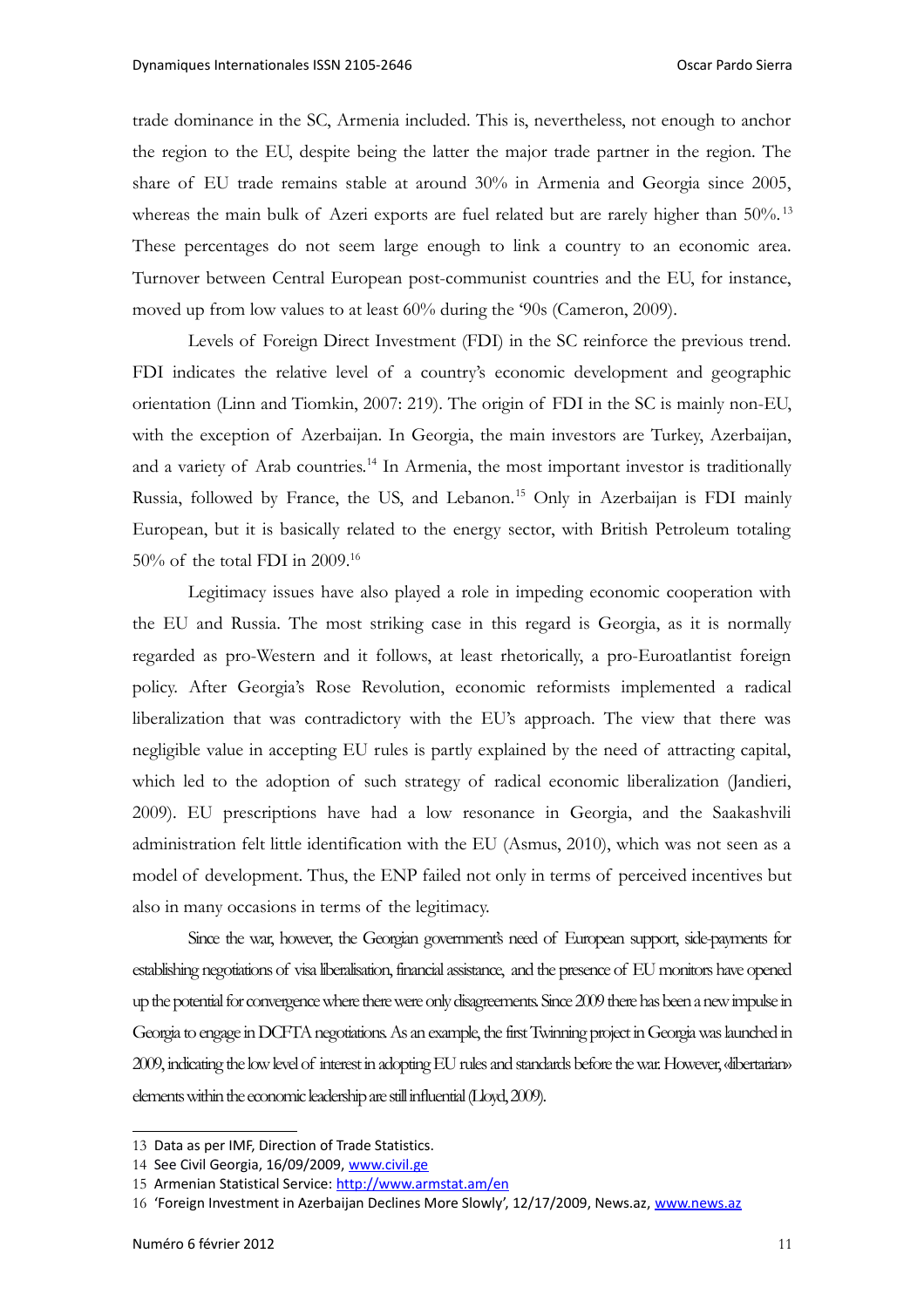trade dominance in the SC, Armenia included. This is, nevertheless, not enough to anchor the region to the EU, despite being the latter the major trade partner in the region. The share of EU trade remains stable at around 30% in Armenia and Georgia since 2005, whereas the main bulk of Azeri exports are fuel related but are rarely higher than 50%.[13] These percentages do not seem large enough to link a country to an economic area. Turnover between Central European post-communist countries and the EU, for instance, moved up from low values to at least 60% during the '90s (Cameron, 2009).

Levels of Foreign Direct Investment (FDI) in the SC reinforce the previous trend. FDI indicates the relative level of a country's economic development and geographic orientation (Linn and Tiomkin, 2007: 219). The origin of FDI in the SC is mainly non-EU, with the exception of Azerbaijan. In Georgia, the main investors are Turkey, Azerbaijan, and a variety of Arab countries.[14] In Armenia, the most important investor is traditionally Russia, followed by France, the US, and Lebanon.[15] Only in Azerbaijan is FDI mainly European, but it is basically related to the energy sector, with British Petroleum totaling 50% of the total FDI in 2009.[16]

Legitimacy issues have also played a role in impeding economic cooperation with the EU and Russia. The most striking case in this regard is Georgia, as it is normally regarded as pro-Western and it follows, at least rhetorically, a pro-Euroatlantist foreign policy. After Georgia's Rose Revolution, economic reformists implemented a radical liberalization that was contradictory with the EU's approach. The view that there was negligible value in accepting EU rules is partly explained by the need of attracting capital, which led to the adoption of such strategy of radical economic liberalization (Jandieri, 2009). EU prescriptions have had a low resonance in Georgia, and the Saakashvili administration felt little identification with the EU (Asmus, 2010), which was not seen as a model of development. Thus, the ENP failed not only in terms of perceived incentives but also in many occasions in terms of the legitimacy.

Since the war, however, the Georgian government's need of European support, side-payments for establishing negotiations of visa liberalisation, financial assistance, and the presence of EU monitors have opened up the potential for convergence where there were only disagreements. Since 2009 there has been a new impulse in Georgia to engage in DCFTA negotiations. As an example, the first Twinning project in Georgia was launched in 2009, indicating the low level of interest in adopting EU rules and standards before the war. However, «libertarian» elements within the economic leadership are still influential (Lloyd, 2009).

---

13 Data as per IMF, Direction of Trade Statistics.

14 See Civil Georgia, 16/09/2009, www.civil.ge

15 Armenian Statistical Service: http://www.armstat.am/en

16 'Foreign Investment in Azerbaijan Declines More Slowly', 12/17/2009, News.az, www.news.az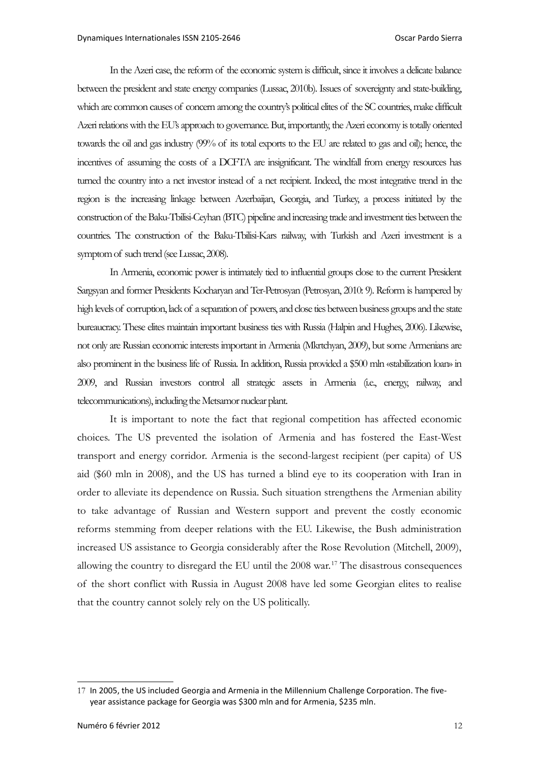In the Azeri case, the reform of the economic system is difficult, since it involves a delicate balance between the president and state energy companies (Lussac, 2010b). Issues of sovereignty and state-building, which are common causes of concern among the country's political elites of the SC countries, make difficult Azeri relations with the EU's approach to governance. But, importantly, the Azeri economy is totally oriented towards the oil and gas industry (99% of its total exports to the EU are related to gas and oil); hence, the incentives of assuming the costs of a DCFTA are insignificant. The windfall from energy resources has turned the country into a net investor instead of a net recipient. Indeed, the most integrative trend in the region is the increasing linkage between Azerbaijan, Georgia, and Turkey, a process initiated by the construction of the Baku-Tbilisi-Ceyhan (BTC) pipeline and increasing trade and investment ties between the countries. The construction of the Baku-Tbilisi-Kars railway, with Turkish and Azeri investment is a symptom of such trend (see Lussac, 2008).

In Armenia, economic power is intimately tied to influential groups close to the current President Sargsyan and former Presidents Kocharyan and Ter-Petrosyan (Petrosyan, 2010: 9). Reform is hampered by high levels of corruption, lack of a separation of powers, and close ties between business groups and the state bureaucracy. These elites maintain important business ties with Russia (Halpin and Hughes, 2006). Likewise, not only are Russian economic interests important in Armenia (Mkrtchyan, 2009), but some Armenians are also prominent in the business life of Russia. In addition, Russia provided a $500 mln «stabilization loan» in 2009, and Russian investors control all strategic assets in Armenia (i.e., energy, railway, and telecommunications), including the Metsamor nuclear plant.

It is important to note the fact that regional competition has affected economic choices. The US prevented the isolation of Armenia and has fostered the East-West transport and energy corridor. Armenia is the second-largest recipient (per capita) of US aid ($60 mln in 2008), and the US has turned a blind eye to its cooperation with Iran in order to alleviate its dependence on Russia. Such situation strengthens the Armenian ability to take advantage of Russian and Western support and prevent the costly economic reforms stemming from deeper relations with the EU. Likewise, the Bush administration increased US assistance to Georgia considerably after the Rose Revolution (Mitchell, 2009), allowing the country to disregard the EU until the 2008 war.[17] The disastrous consequences of the short conflict with Russia in August 2008 have led some Georgian elites to realise that the country cannot solely rely on the US politically.

---

17 In 2005, the US included Georgia and Armenia in the Millennium Challenge Corporation. The five-year assistance package for Georgia was $300 mln and for Armenia, $235 mln.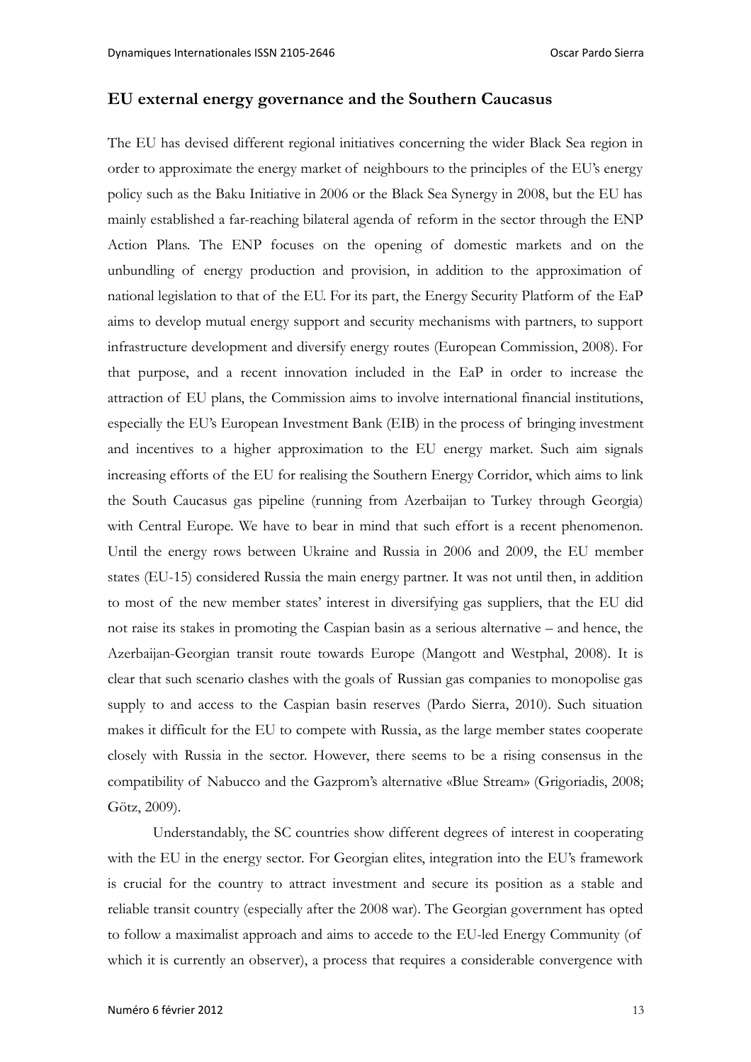## EU external energy governance and the Southern Caucasus

The EU has devised different regional initiatives concerning the wider Black Sea region in order to approximate the energy market of neighbours to the principles of the EU's energy policy such as the Baku Initiative in 2006 or the Black Sea Synergy in 2008, but the EU has mainly established a far-reaching bilateral agenda of reform in the sector through the ENP Action Plans. The ENP focuses on the opening of domestic markets and on the unbundling of energy production and provision, in addition to the approximation of national legislation to that of the EU. For its part, the Energy Security Platform of the EaP aims to develop mutual energy support and security mechanisms with partners, to support infrastructure development and diversify energy routes (European Commission, 2008). For that purpose, and a recent innovation included in the EaP in order to increase the attraction of EU plans, the Commission aims to involve international financial institutions, especially the EU's European Investment Bank (EIB) in the process of bringing investment and incentives to a higher approximation to the EU energy market. Such aim signals increasing efforts of the EU for realising the Southern Energy Corridor, which aims to link the South Caucasus gas pipeline (running from Azerbaijan to Turkey through Georgia) with Central Europe. We have to bear in mind that such effort is a recent phenomenon. Until the energy rows between Ukraine and Russia in 2006 and 2009, the EU member states (EU-15) considered Russia the main energy partner. It was not until then, in addition to most of the new member states' interest in diversifying gas suppliers, that the EU did not raise its stakes in promoting the Caspian basin as a serious alternative – and hence, the Azerbaijan-Georgian transit route towards Europe (Mangott and Westphal, 2008). It is clear that such scenario clashes with the goals of Russian gas companies to monopolise gas supply to and access to the Caspian basin reserves (Pardo Sierra, 2010). Such situation makes it difficult for the EU to compete with Russia, as the large member states cooperate closely with Russia in the sector. However, there seems to be a rising consensus in the compatibility of Nabucco and the Gazprom's alternative «Blue Stream» (Grigoriadis, 2008; Götz, 2009).

Understandably, the SC countries show different degrees of interest in cooperating with the EU in the energy sector. For Georgian elites, integration into the EU's framework is crucial for the country to attract investment and secure its position as a stable and reliable transit country (especially after the 2008 war). The Georgian government has opted to follow a maximalist approach and aims to accede to the EU-led Energy Community (of which it is currently an observer), a process that requires a considerable convergence with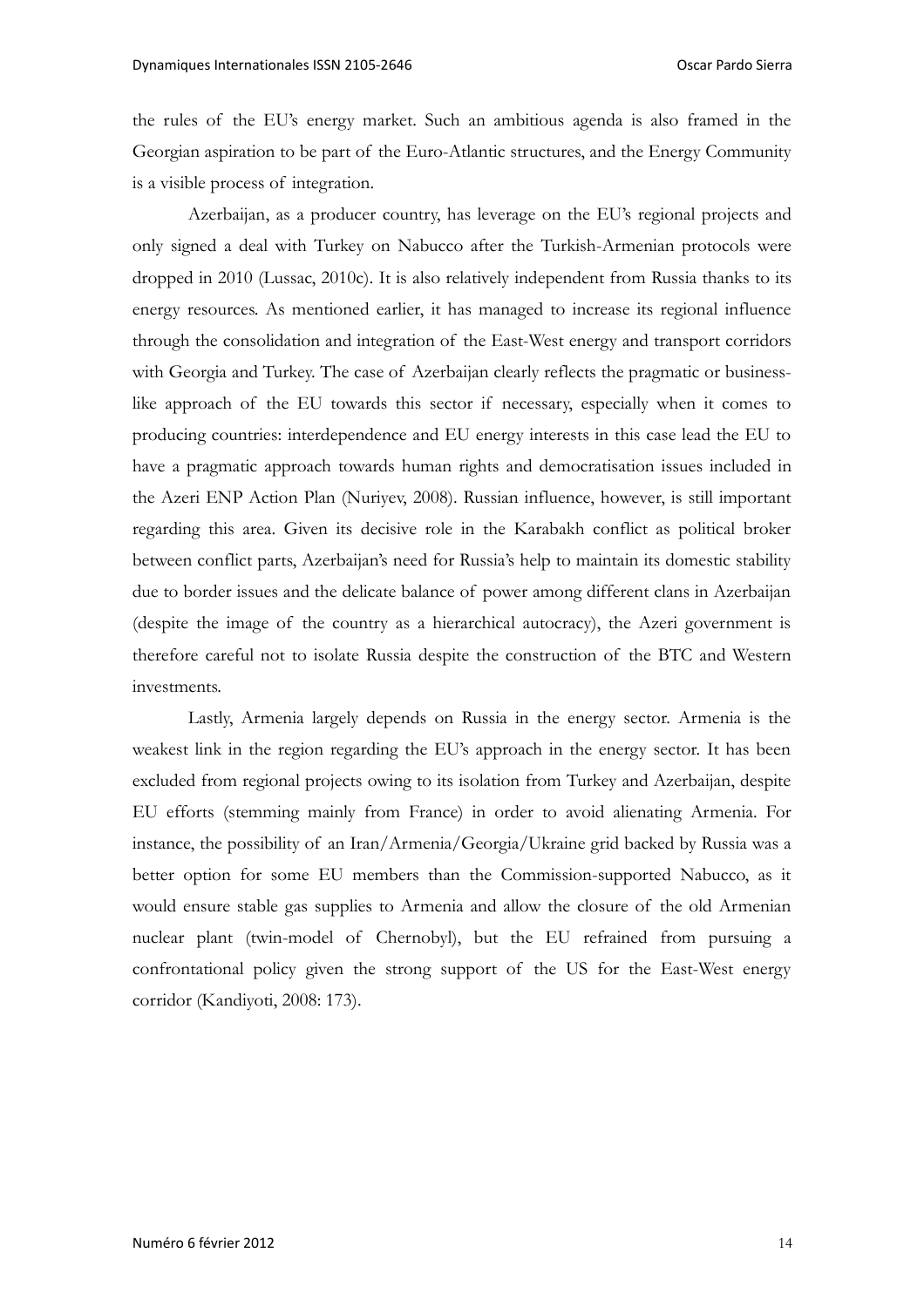the rules of the EU's energy market. Such an ambitious agenda is also framed in the Georgian aspiration to be part of the Euro-Atlantic structures, and the Energy Community is a visible process of integration.

Azerbaijan, as a producer country, has leverage on the EU's regional projects and only signed a deal with Turkey on Nabucco after the Turkish-Armenian protocols were dropped in 2010 (Lussac, 2010c). It is also relatively independent from Russia thanks to its energy resources. As mentioned earlier, it has managed to increase its regional influence through the consolidation and integration of the East-West energy and transport corridors with Georgia and Turkey. The case of Azerbaijan clearly reflects the pragmatic or business-like approach of the EU towards this sector if necessary, especially when it comes to producing countries: interdependence and EU energy interests in this case lead the EU to have a pragmatic approach towards human rights and democratisation issues included in the Azeri ENP Action Plan (Nuriyev, 2008). Russian influence, however, is still important regarding this area. Given its decisive role in the Karabakh conflict as political broker between conflict parts, Azerbaijan's need for Russia's help to maintain its domestic stability due to border issues and the delicate balance of power among different clans in Azerbaijan (despite the image of the country as a hierarchical autocracy), the Azeri government is therefore careful not to isolate Russia despite the construction of the BTC and Western investments.

Lastly, Armenia largely depends on Russia in the energy sector. Armenia is the weakest link in the region regarding the EU's approach in the energy sector. It has been excluded from regional projects owing to its isolation from Turkey and Azerbaijan, despite EU efforts (stemming mainly from France) in order to avoid alienating Armenia. For instance, the possibility of an Iran/Armenia/Georgia/Ukraine grid backed by Russia was a better option for some EU members than the Commission-supported Nabucco, as it would ensure stable gas supplies to Armenia and allow the closure of the old Armenian nuclear plant (twin-model of Chernobyl), but the EU refrained from pursuing a confrontational policy given the strong support of the US for the East-West energy corridor (Kandiyoti, 2008: 173).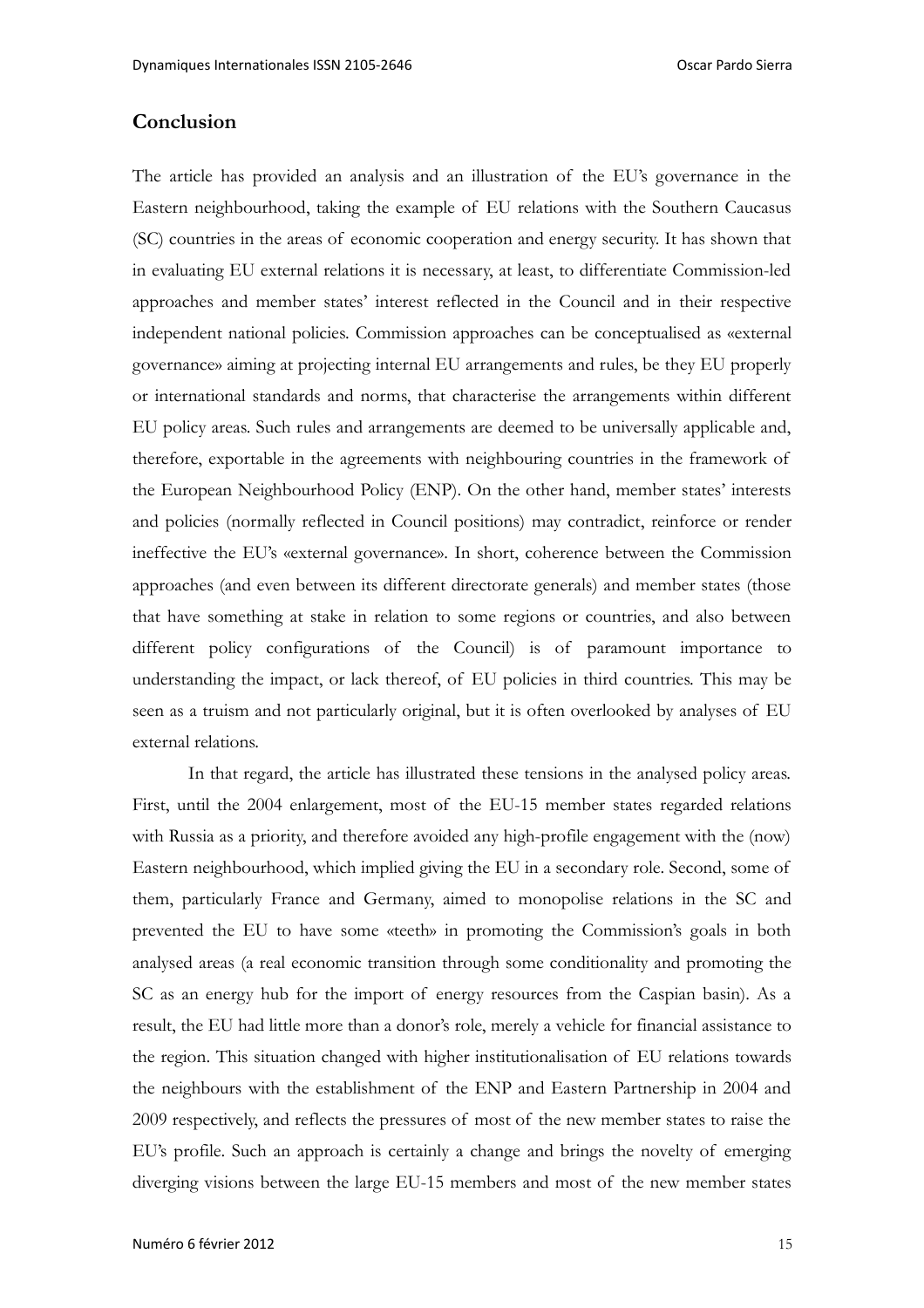## Conclusion

The article has provided an analysis and an illustration of the EU's governance in the Eastern neighbourhood, taking the example of EU relations with the Southern Caucasus (SC) countries in the areas of economic cooperation and energy security. It has shown that in evaluating EU external relations it is necessary, at least, to differentiate Commission-led approaches and member states' interest reflected in the Council and in their respective independent national policies. Commission approaches can be conceptualised as «external governance» aiming at projecting internal EU arrangements and rules, be they EU properly or international standards and norms, that characterise the arrangements within different EU policy areas. Such rules and arrangements are deemed to be universally applicable and, therefore, exportable in the agreements with neighbouring countries in the framework of the European Neighbourhood Policy (ENP). On the other hand, member states' interests and policies (normally reflected in Council positions) may contradict, reinforce or render ineffective the EU's «external governance». In short, coherence between the Commission approaches (and even between its different directorate generals) and member states (those that have something at stake in relation to some regions or countries, and also between different policy configurations of the Council) is of paramount importance to understanding the impact, or lack thereof, of EU policies in third countries. This may be seen as a truism and not particularly original, but it is often overlooked by analyses of EU external relations.

In that regard, the article has illustrated these tensions in the analysed policy areas. First, until the 2004 enlargement, most of the EU-15 member states regarded relations with Russia as a priority, and therefore avoided any high-profile engagement with the (now) Eastern neighbourhood, which implied giving the EU in a secondary role. Second, some of them, particularly France and Germany, aimed to monopolise relations in the SC and prevented the EU to have some «teeth» in promoting the Commission's goals in both analysed areas (a real economic transition through some conditionality and promoting the SC as an energy hub for the import of energy resources from the Caspian basin). As a result, the EU had little more than a donor's role, merely a vehicle for financial assistance to the region. This situation changed with higher institutionalisation of EU relations towards the neighbours with the establishment of the ENP and Eastern Partnership in 2004 and 2009 respectively, and reflects the pressures of most of the new member states to raise the EU's profile. Such an approach is certainly a change and brings the novelty of emerging diverging visions between the large EU-15 members and most of the new member states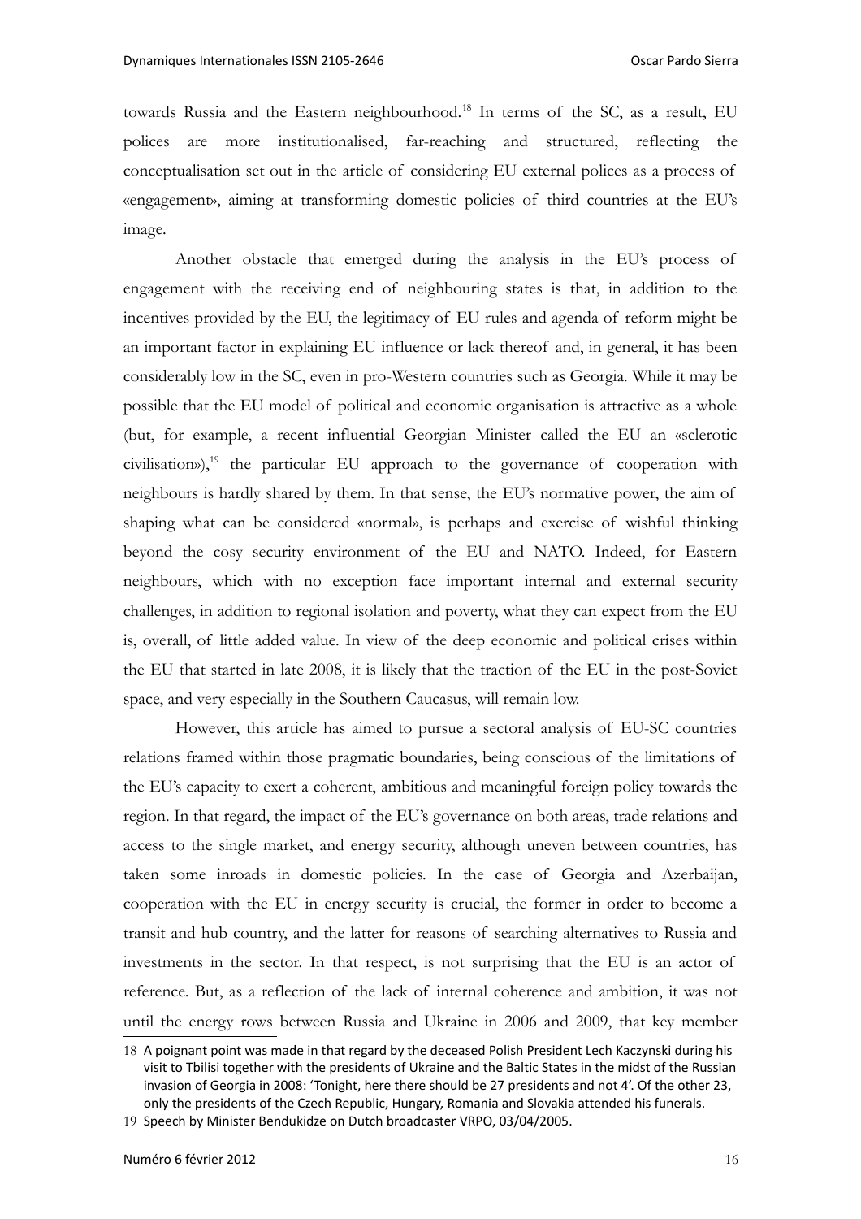towards Russia and the Eastern neighbourhood.[18] In terms of the SC, as a result, EU polices are more institutionalised, far-reaching and structured, reflecting the conceptualisation set out in the article of considering EU external polices as a process of «engagement», aiming at transforming domestic policies of third countries at the EU's image.

Another obstacle that emerged during the analysis in the EU's process of engagement with the receiving end of neighbouring states is that, in addition to the incentives provided by the EU, the legitimacy of EU rules and agenda of reform might be an important factor in explaining EU influence or lack thereof and, in general, it has been considerably low in the SC, even in pro-Western countries such as Georgia. While it may be possible that the EU model of political and economic organisation is attractive as a whole (but, for example, a recent influential Georgian Minister called the EU an «sclerotic civilisation»),[19] the particular EU approach to the governance of cooperation with neighbours is hardly shared by them. In that sense, the EU's normative power, the aim of shaping what can be considered «normal», is perhaps and exercise of wishful thinking beyond the cosy security environment of the EU and NATO. Indeed, for Eastern neighbours, which with no exception face important internal and external security challenges, in addition to regional isolation and poverty, what they can expect from the EU is, overall, of little added value. In view of the deep economic and political crises within the EU that started in late 2008, it is likely that the traction of the EU in the post-Soviet space, and very especially in the Southern Caucasus, will remain low.

However, this article has aimed to pursue a sectoral analysis of EU-SC countries relations framed within those pragmatic boundaries, being conscious of the limitations of the EU's capacity to exert a coherent, ambitious and meaningful foreign policy towards the region. In that regard, the impact of the EU's governance on both areas, trade relations and access to the single market, and energy security, although uneven between countries, has taken some inroads in domestic policies. In the case of Georgia and Azerbaijan, cooperation with the EU in energy security is crucial, the former in order to become a transit and hub country, and the latter for reasons of searching alternatives to Russia and investments in the sector. In that respect, is not surprising that the EU is an actor of reference. But, as a reflection of the lack of internal coherence and ambition, it was not until the energy rows between Russia and Ukraine in 2006 and 2009, that key member

---

[18] A poignant point was made in that regard by the deceased Polish President Lech Kaczynski during his visit to Tbilisi together with the presidents of Ukraine and the Baltic States in the midst of the Russian invasion of Georgia in 2008: 'Tonight, here there should be 27 presidents and not 4'. Of the other 23, only the presidents of the Czech Republic, Hungary, Romania and Slovakia attended his funerals.

[19] Speech by Minister Bendukidze on Dutch broadcaster VRPO, 03/04/2005.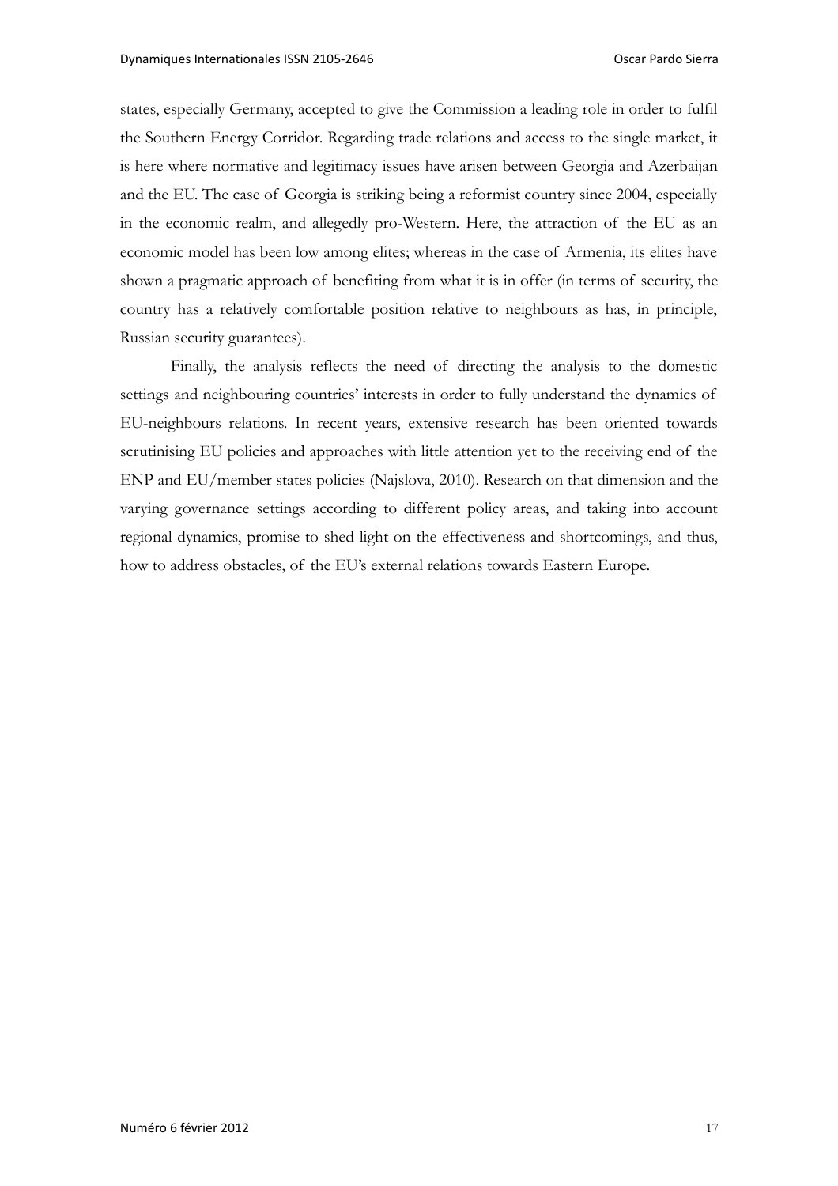states, especially Germany, accepted to give the Commission a leading role in order to fulfil the Southern Energy Corridor. Regarding trade relations and access to the single market, it is here where normative and legitimacy issues have arisen between Georgia and Azerbaijan and the EU. The case of Georgia is striking being a reformist country since 2004, especially in the economic realm, and allegedly pro-Western. Here, the attraction of the EU as an economic model has been low among elites; whereas in the case of Armenia, its elites have shown a pragmatic approach of benefiting from what it is in offer (in terms of security, the country has a relatively comfortable position relative to neighbours as has, in principle, Russian security guarantees).

Finally, the analysis reflects the need of directing the analysis to the domestic settings and neighbouring countries' interests in order to fully understand the dynamics of EU-neighbours relations. In recent years, extensive research has been oriented towards scrutinising EU policies and approaches with little attention yet to the receiving end of the ENP and EU/member states policies (Najslova, 2010). Research on that dimension and the varying governance settings according to different policy areas, and taking into account regional dynamics, promise to shed light on the effectiveness and shortcomings, and thus, how to address obstacles, of the EU's external relations towards Eastern Europe.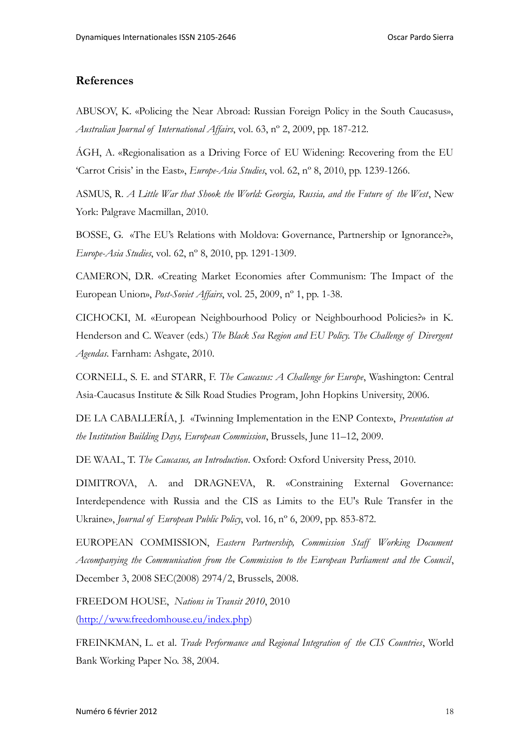## References

ABUSOV, K. «Policing the Near Abroad: Russian Foreign Policy in the South Caucasus», *Australian Journal of International Affairs*, vol. 63, nº 2, 2009, pp. 187-212.

ÁGH, A. «Regionalisation as a Driving Force of EU Widening: Recovering from the EU 'Carrot Crisis' in the East», *Europe-Asia Studies*, vol. 62, nº 8, 2010, pp. 1239-1266.

ASMUS, R. *A Little War that Shook the World: Georgia, Russia, and the Future of the West*, New York: Palgrave Macmillan, 2010.

BOSSE, G. «The EU's Relations with Moldova: Governance, Partnership or Ignorance?», *Europe-Asia Studies*, vol. 62, nº 8, 2010, pp. 1291-1309.

CAMERON, D.R. «Creating Market Economies after Communism: The Impact of the European Union», *Post-Soviet Affairs*, vol. 25, 2009, nº 1, pp. 1-38.

CICHOCKI, M. «European Neighbourhood Policy or Neighbourhood Policies?» in K. Henderson and C. Weaver (eds.) *The Black Sea Region and EU Policy. The Challenge of Divergent Agendas*. Farnham: Ashgate, 2010.

CORNELL, S. E. and STARR, F. *The Caucasus: A Challenge for Europe*, Washington: Central Asia-Caucasus Institute & Silk Road Studies Program, John Hopkins University, 2006.

DE LA CABALLERÍA, J. «Twinning Implementation in the ENP Context», *Presentation at the Institution Building Days, European Commission*, Brussels, June 11–12, 2009.

DE WAAL, T. *The Caucasus, an Introduction*. Oxford: Oxford University Press, 2010.

DIMITROVA, A. and DRAGNEVA, R. «Constraining External Governance: Interdependence with Russia and the CIS as Limits to the EU's Rule Transfer in the Ukraine», *Journal of European Public Policy*, vol. 16, nº 6, 2009, pp. 853-872.

EUROPEAN COMMISSION, *Eastern Partnership, Commission Staff Working Document Accompanying the Communication from the Commission to the European Parliament and the Council*, December 3, 2008 SEC(2008) 2974/2, Brussels, 2008.

FREEDOM HOUSE, *Nations in Transit 2010*, 2010 (http://www.freedomhouse.eu/index.php)

FREINKMAN, L. et al. *Trade Performance and Regional Integration of the CIS Countries*, World Bank Working Paper No. 38, 2004.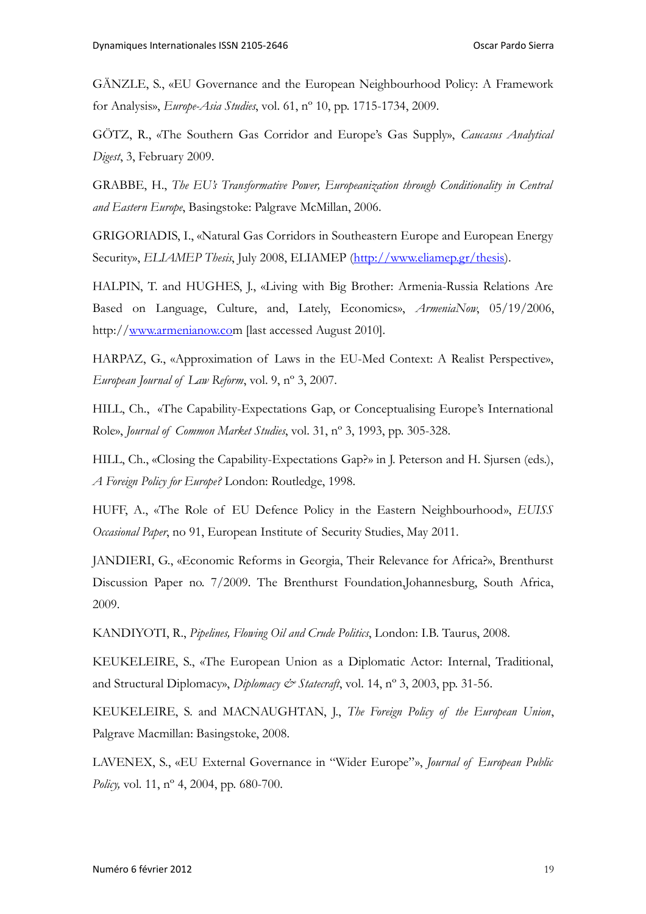GÄNZLE, S., «EU Governance and the European Neighbourhood Policy: A Framework for Analysis», *Europe-Asia Studies*, vol. 61, nº 10, pp. 1715-1734, 2009.

GÖTZ, R., «The Southern Gas Corridor and Europe's Gas Supply», *Caucasus Analytical Digest*, 3, February 2009.

GRABBE, H., *The EU's Transformative Power, Europeanization through Conditionality in Central and Eastern Europe*, Basingstoke: Palgrave McMillan, 2006.

GRIGORIADIS, I., «Natural Gas Corridors in Southeastern Europe and European Energy Security», *ELIAMEP Thesis*, July 2008, ELIAMEP (http://www.eliamep.gr/thesis).

HALPIN, T. and HUGHES, J., «Living with Big Brother: Armenia-Russia Relations Are Based on Language, Culture, and, Lately, Economics», *ArmeniaNow*, 05/19/2006, http://www.armenianow.com [last accessed August 2010].

HARPAZ, G., «Approximation of Laws in the EU-Med Context: A Realist Perspective», *European Journal of Law Reform*, vol. 9, nº 3, 2007.

HILL, Ch., «The Capability-Expectations Gap, or Conceptualising Europe's International Role», *Journal of Common Market Studies*, vol. 31, nº 3, 1993, pp. 305-328.

HILL, Ch., «Closing the Capability-Expectations Gap?» in J. Peterson and H. Sjursen (eds.), *A Foreign Policy for Europe?* London: Routledge, 1998.

HUFF, A., «The Role of EU Defence Policy in the Eastern Neighbourhood», *EUISS Occasional Paper*, no 91, European Institute of Security Studies, May 2011.

JANDIERI, G., «Economic Reforms in Georgia, Their Relevance for Africa?», Brenthurst Discussion Paper no. 7/2009. The Brenthurst Foundation,Johannesburg, South Africa, 2009.

KANDIYOTI, R., *Pipelines, Flowing Oil and Crude Politics*, London: I.B. Taurus, 2008.

KEUKELEIRE, S., «The European Union as a Diplomatic Actor: Internal, Traditional, and Structural Diplomacy», *Diplomacy & Statecraft*, vol. 14, nº 3, 2003, pp. 31-56.

KEUKELEIRE, S. and MACNAUGHTAN, J., *The Foreign Policy of the European Union*, Palgrave Macmillan: Basingstoke, 2008.

LAVENEX, S., «EU External Governance in "Wider Europe"», *Journal of European Public Policy,* vol. 11, nº 4, 2004, pp. 680-700.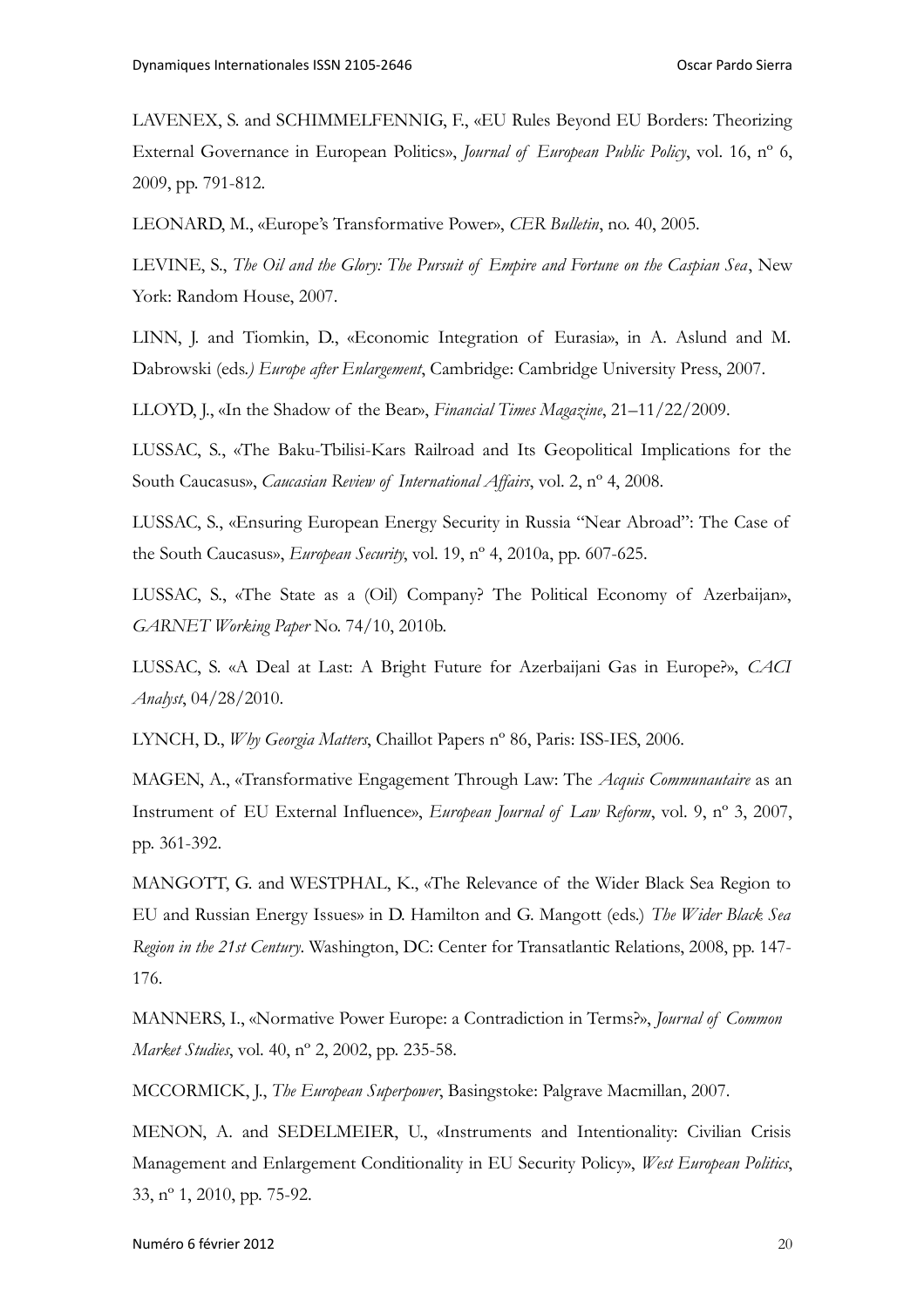LAVENEX, S. and SCHIMMELFENNIG, F., «EU Rules Beyond EU Borders: Theorizing External Governance in European Politics», *Journal of European Public Policy*, vol. 16, nº 6, 2009, pp. 791-812.

LEONARD, M., «Europe's Transformative Power», *CER Bulletin*, no. 40, 2005.

LEVINE, S., *The Oil and the Glory: The Pursuit of Empire and Fortune on the Caspian Sea*, New York: Random House, 2007.

LINN, J. and Tiomkin, D., «Economic Integration of Eurasia», in A. Aslund and M. Dabrowski (eds*.) Europe after Enlargement*, Cambridge: Cambridge University Press, 2007.

LLOYD, J., «In the Shadow of the Bear», *Financial Times Magazine*, 21–11/22/2009.

LUSSAC, S., «The Baku-Tbilisi-Kars Railroad and Its Geopolitical Implications for the South Caucasus», *Caucasian Review of International Affairs*, vol. 2, nº 4, 2008.

LUSSAC, S., «Ensuring European Energy Security in Russia "Near Abroad": The Case of the South Caucasus», *European Security*, vol. 19, nº 4, 2010a, pp. 607-625.

LUSSAC, S., «The State as a (Oil) Company? The Political Economy of Azerbaijan», *GARNET Working Paper* No. 74/10, 2010b.

LUSSAC, S. «A Deal at Last: A Bright Future for Azerbaijani Gas in Europe?», *CACI Analyst*, 04/28/2010.

LYNCH, D., *Why Georgia Matters*, Chaillot Papers nº 86, Paris: ISS-IES, 2006.

MAGEN, A., «Transformative Engagement Through Law: The *Acquis Communautaire* as an Instrument of EU External Influence», *European Journal of Law Reform*, vol. 9, nº 3, 2007, pp. 361-392.

MANGOTT, G. and WESTPHAL, K., «The Relevance of the Wider Black Sea Region to EU and Russian Energy Issues» in D. Hamilton and G. Mangott (eds.) *The Wider Black Sea Region in the 21st Century*. Washington, DC: Center for Transatlantic Relations, 2008, pp. 147-176.

MANNERS, I., «Normative Power Europe: a Contradiction in Terms?», *Journal of Common Market Studies*, vol. 40, nº 2, 2002, pp. 235-58.

MCCORMICK, J., *The European Superpower*, Basingstoke: Palgrave Macmillan, 2007.

MENON, A. and SEDELMEIER, U., «Instruments and Intentionality: Civilian Crisis Management and Enlargement Conditionality in EU Security Policy», *West European Politics*, 33, nº 1, 2010, pp. 75-92.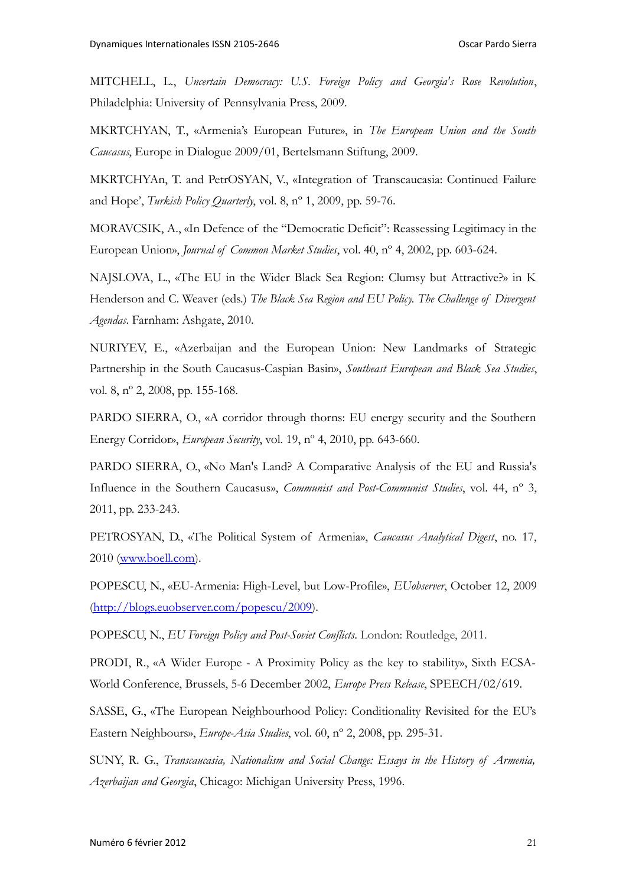MITCHELL, L., *Uncertain Democracy: U.S. Foreign Policy and Georgia's Rose Revolution*, Philadelphia: University of Pennsylvania Press, 2009.

MKRTCHYAN, T., «Armenia's European Future», in *The European Union and the South Caucasus*, Europe in Dialogue 2009/01, Bertelsmann Stiftung, 2009.

MKRTCHYAn, T. and PetrOSYAN, V., «Integration of Transcaucasia: Continued Failure and Hope', *Turkish Policy Quarterly*, vol. 8, nº 1, 2009, pp. 59-76.

MORAVCSIK, A., «In Defence of the "Democratic Deficit": Reassessing Legitimacy in the European Union», *Journal of Common Market Studies*, vol. 40, nº 4, 2002, pp. 603-624.

NAJSLOVA, L., «The EU in the Wider Black Sea Region: Clumsy but Attractive?» in K Henderson and C. Weaver (eds.) *The Black Sea Region and EU Policy. The Challenge of Divergent Agendas*. Farnham: Ashgate, 2010.

NURIYEV, E., «Azerbaijan and the European Union: New Landmarks of Strategic Partnership in the South Caucasus-Caspian Basin», *Southeast European and Black Sea Studies*, vol. 8, nº 2, 2008, pp. 155-168.

PARDO SIERRA, O., «A corridor through thorns: EU energy security and the Southern Energy Corridor», *European Security*, vol. 19, nº 4, 2010, pp. 643-660.

PARDO SIERRA, O., «No Man's Land? A Comparative Analysis of the EU and Russia's Influence in the Southern Caucasus», *Communist and Post-Communist Studies*, vol. 44, nº 3, 2011, pp. 233-243.

PETROSYAN, D., «The Political System of Armenia», *Caucasus Analytical Digest*, no. 17, 2010 (www.boell.com).

POPESCU, N., «EU-Armenia: High-Level, but Low-Profile», *EUobserver*, October 12, 2009 (http://blogs.euobserver.com/popescu/2009).

POPESCU, N., *EU Foreign Policy and Post-Soviet Conflicts*. London: Routledge, 2011.

PRODI, R., «A Wider Europe - A Proximity Policy as the key to stability», Sixth ECSA-World Conference, Brussels, 5-6 December 2002, *Europe Press Release*, SPEECH/02/619.

SASSE, G., «The European Neighbourhood Policy: Conditionality Revisited for the EU's Eastern Neighbours», *Europe-Asia Studies*, vol. 60, nº 2, 2008, pp. 295-31.

SUNY, R. G., *Transcaucasia, Nationalism and Social Change: Essays in the History of Armenia, Azerbaijan and Georgia*, Chicago: Michigan University Press, 1996.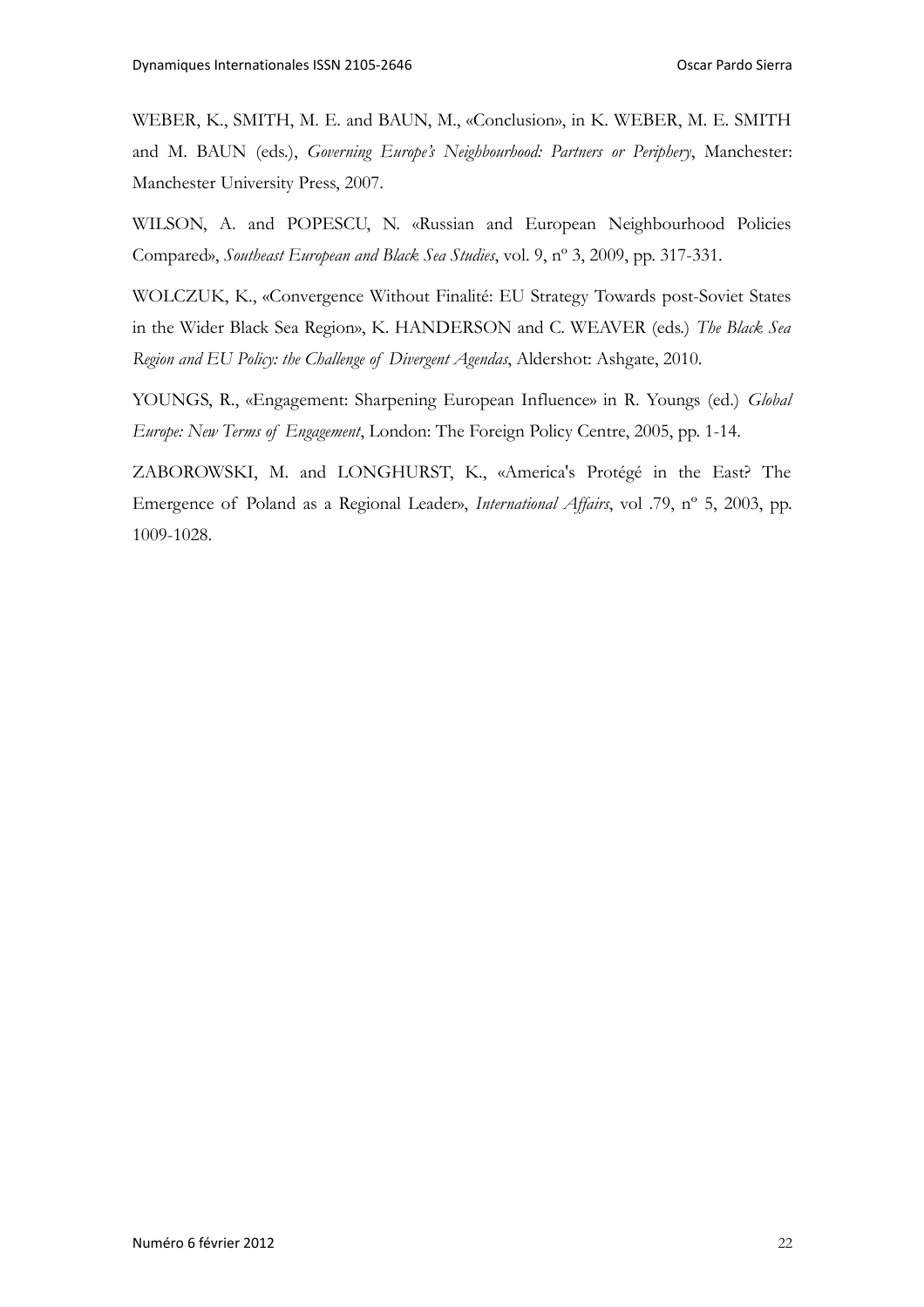WEBER, K., SMITH, M. E. and BAUN, M., «Conclusion», in K. WEBER, M. E. SMITH and M. BAUN (eds.), *Governing Europe's Neighbourhood: Partners or Periphery*, Manchester: Manchester University Press, 2007.

WILSON, A. and POPESCU, N. «Russian and European Neighbourhood Policies Compared», *Southeast European and Black Sea Studies*, vol. 9, nº 3, 2009, pp. 317-331.

WOLCZUK, K., «Convergence Without Finalité: EU Strategy Towards post-Soviet States in the Wider Black Sea Region», K. HANDERSON and C. WEAVER (eds.) *The Black Sea Region and EU Policy: the Challenge of Divergent Agendas*, Aldershot: Ashgate, 2010.

YOUNGS, R., «Engagement: Sharpening European Influence» in R. Youngs (ed.) *Global Europe: New Terms of Engagement*, London: The Foreign Policy Centre, 2005, pp. 1-14.

ZABOROWSKI, M. and LONGHURST, K., «America's Protégé in the East? The Emergence of Poland as a Regional Leader», *International Affairs*, vol .79, nº 5, 2003, pp. 1009-1028.